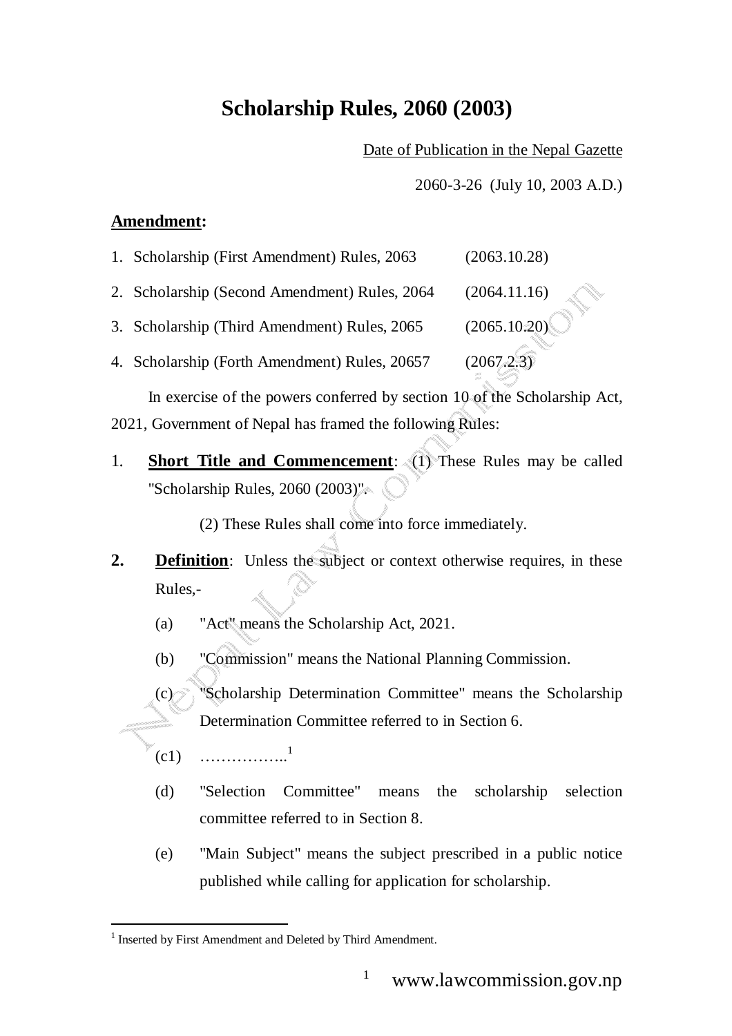# Scholarship Rules, 2060 (2003)

Date of Publication in the Nepal Gazette

2060-3-26 (July 10, 2003 A.D.)

**Amendment:**

1. Scholarship (First Amendment) Rules, 2063 (2063.10.28)
2. Scholarship (Second Amendment) Rules, 2064 (2064.11.16)
3. Scholarship (Third Amendment) Rules, 2065 (2065.10.20)
4. Scholarship (Forth Amendment) Rules, 20657 (2067.2.3)

In exercise of the powers conferred by section 10 of the Scholarship Act, 2021, Government of Nepal has framed the following Rules:

1. **Short Title and Commencement**: (1) These Rules may be called "Scholarship Rules, 2060 (2003)".

   (2) These Rules shall come into force immediately.

2. **Definition**: Unless the subject or context otherwise requires, in these Rules,-

   (a) "Act" means the Scholarship Act, 2021.

   (b) "Commission" means the National Planning Commission.

   (c) "Scholarship Determination Committee" means the Scholarship Determination Committee referred to in Section 6.

   (c1) ……………..[1]

   (d) "Selection Committee" means the scholarship selection committee referred to in Section 8.

   (e) "Main Subject" means the subject prescribed in a public notice published while calling for application for scholarship.

[1] Inserted by First Amendment and Deleted by Third Amendment.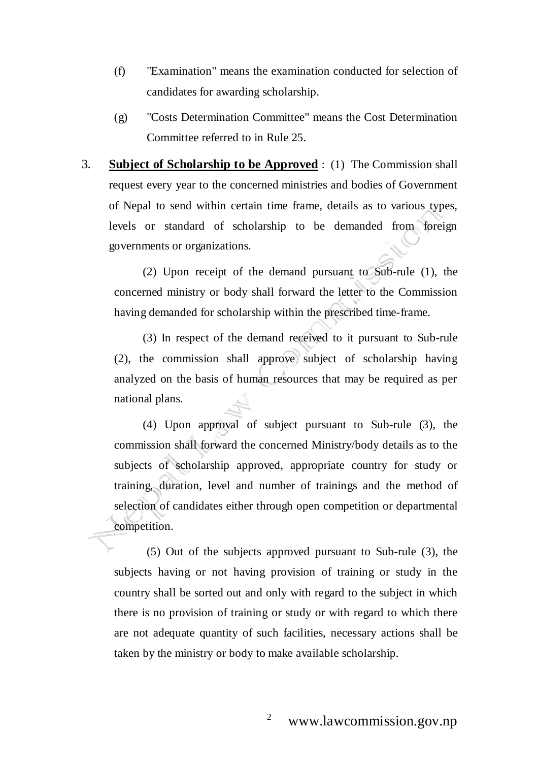(f) "Examination" means the examination conducted for selection of candidates for awarding scholarship.

(g) "Costs Determination Committee" means the Cost Determination Committee referred to in Rule 25.

3. **Subject of Scholarship to be Approved** : (1) The Commission shall request every year to the concerned ministries and bodies of Government of Nepal to send within certain time frame, details as to various types, levels or standard of scholarship to be demanded from foreign governments or organizations.

(2) Upon receipt of the demand pursuant to Sub-rule (1), the concerned ministry or body shall forward the letter to the Commission having demanded for scholarship within the prescribed time-frame.

(3) In respect of the demand received to it pursuant to Sub-rule (2), the commission shall approve subject of scholarship having analyzed on the basis of human resources that may be required as per national plans.

(4) Upon approval of subject pursuant to Sub-rule (3), the commission shall forward the concerned Ministry/body details as to the subjects of scholarship approved, appropriate country for study or training, duration, level and number of trainings and the method of selection of candidates either through open competition or departmental competition.

(5) Out of the subjects approved pursuant to Sub-rule (3), the subjects having or not having provision of training or study in the country shall be sorted out and only with regard to the subject in which there is no provision of training or study or with regard to which there are not adequate quantity of such facilities, necessary actions shall be taken by the ministry or body to make available scholarship.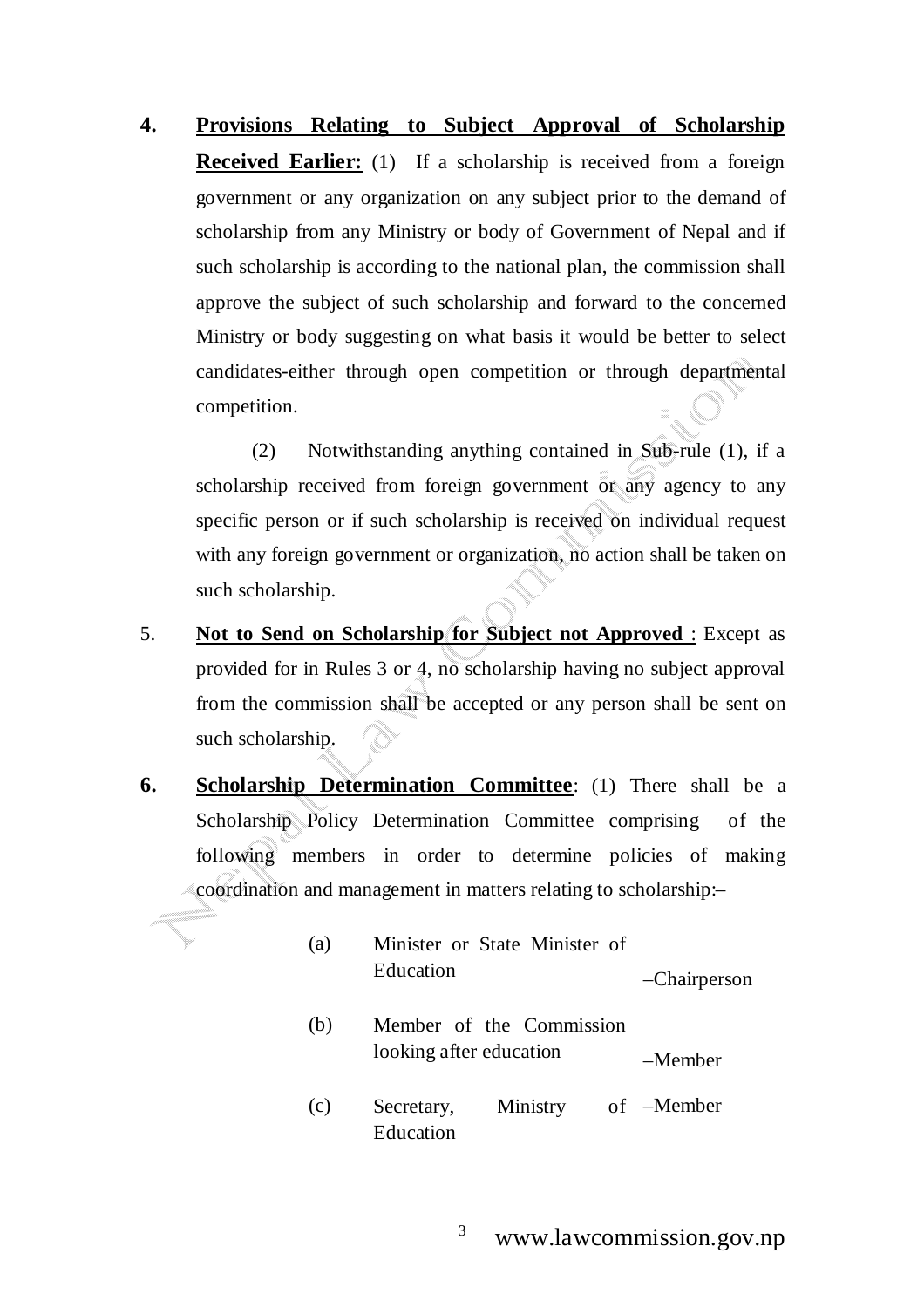**4. Provisions Relating to Subject Approval of Scholarship Received Earlier:** (1) If a scholarship is received from a foreign government or any organization on any subject prior to the demand of scholarship from any Ministry or body of Government of Nepal and if such scholarship is according to the national plan, the commission shall approve the subject of such scholarship and forward to the concerned Ministry or body suggesting on what basis it would be better to select candidates-either through open competition or through departmental competition.

(2) Notwithstanding anything contained in Sub-rule (1), if a scholarship received from foreign government or any agency to any specific person or if such scholarship is received on individual request with any foreign government or organization, no action shall be taken on such scholarship.

5. **Not to Send on Scholarship for Subject not Approved** : Except as provided for in Rules 3 or 4, no scholarship having no subject approval from the commission shall be accepted or any person shall be sent on such scholarship.

**6. Scholarship Determination Committee**: (1) There shall be a Scholarship Policy Determination Committee comprising of the following members in order to determine policies of making coordination and management in matters relating to scholarship:–

| | | |
|---|---|---|
| (a) | Minister or State Minister of Education | –Chairperson |
| (b) | Member of the Commission looking after education | –Member |
| (c) | Secretary, Ministry of Education | –Member |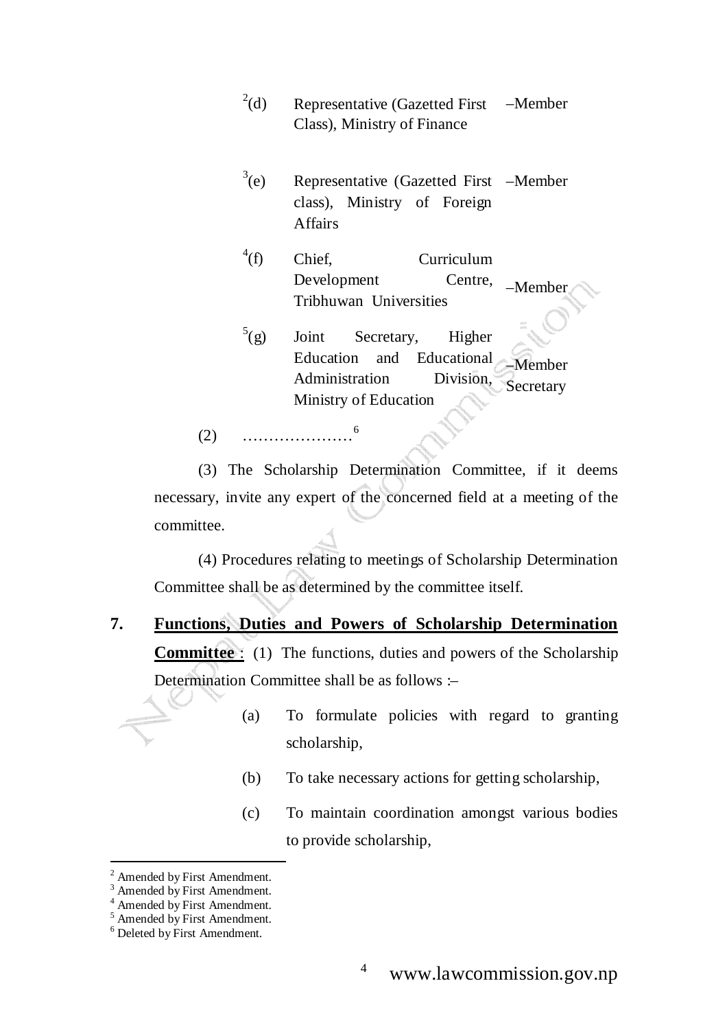[2](d) Representative (Gazetted First Class), Ministry of Finance –Member

[3](e) Representative (Gazetted First class), Ministry of Foreign Affairs –Member

[4](f) Chief, Curriculum Development Centre, Tribhuwan Universities –Member

[5](g) Joint Secretary, Higher Education and Educational Administration Division, Ministry of Education –Member Secretary

(2) …………………[6]

(3) The Scholarship Determination Committee, if it deems necessary, invite any expert of the concerned field at a meeting of the committee.

(4) Procedures relating to meetings of Scholarship Determination Committee shall be as determined by the committee itself.

**7. Functions, Duties and Powers of Scholarship Determination Committee** : (1) The functions, duties and powers of the Scholarship Determination Committee shall be as follows :–

(a) To formulate policies with regard to granting scholarship,

(b) To take necessary actions for getting scholarship,

(c) To maintain coordination amongst various bodies to provide scholarship,

---

[2] Amended by First Amendment.
[3] Amended by First Amendment.
[4] Amended by First Amendment.
[5] Amended by First Amendment.
[6] Deleted by First Amendment.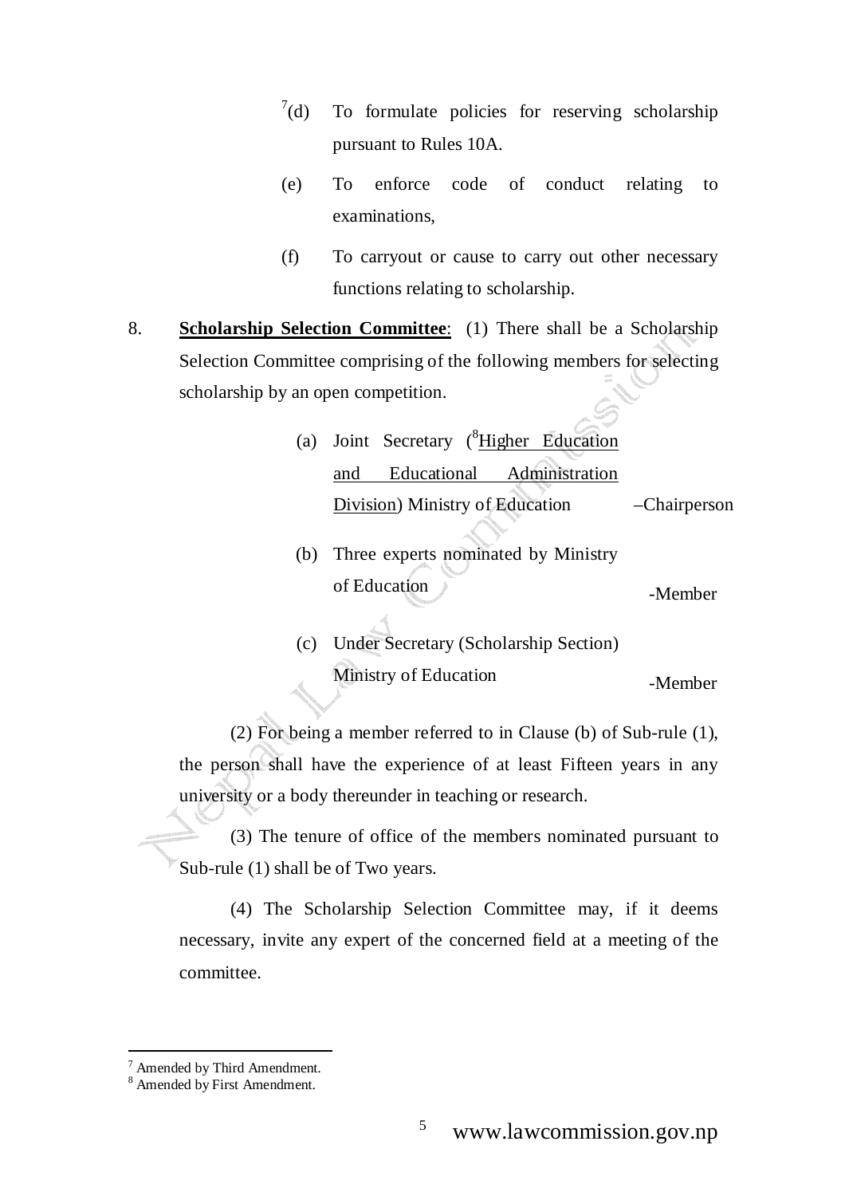[7](d) To formulate policies for reserving scholarship pursuant to Rules 10A.

(e) To enforce code of conduct relating to examinations,

(f) To carryout or cause to carry out other necessary functions relating to scholarship.

8. **Scholarship Selection Committee**: (1) There shall be a Scholarship Selection Committee comprising of the following members for selecting scholarship by an open competition.

(a) Joint Secretary ([8]Higher Education and Educational Administration Division) Ministry of Education –Chairperson

(b) Three experts nominated by Ministry of Education -Member

(c) Under Secretary (Scholarship Section) Ministry of Education -Member

(2) For being a member referred to in Clause (b) of Sub-rule (1), the person shall have the experience of at least Fifteen years in any university or a body thereunder in teaching or research.

(3) The tenure of office of the members nominated pursuant to Sub-rule (1) shall be of Two years.

(4) The Scholarship Selection Committee may, if it deems necessary, invite any expert of the concerned field at a meeting of the committee.

---

[7] Amended by Third Amendment.

[8] Amended by First Amendment.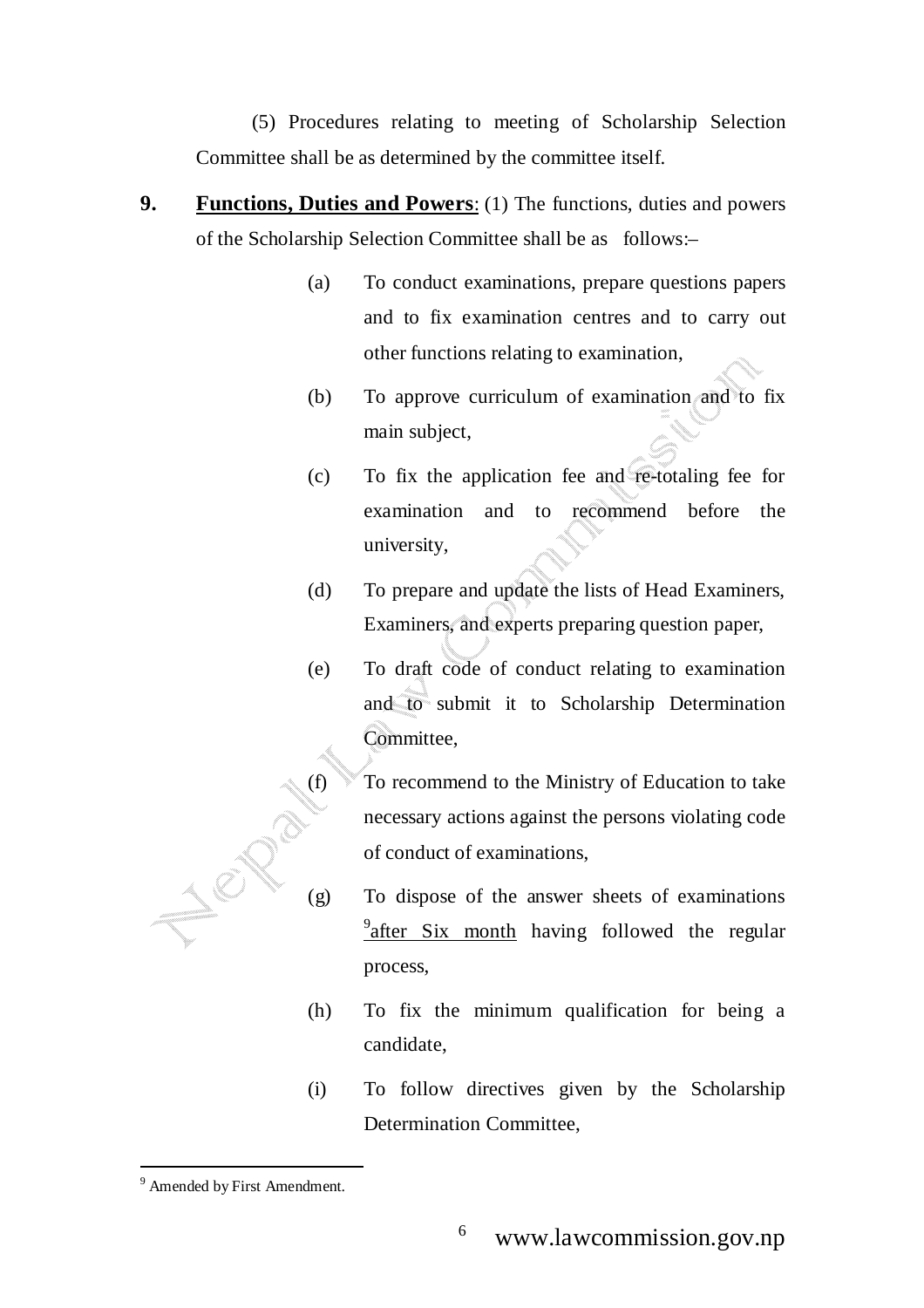(5) Procedures relating to meeting of Scholarship Selection Committee shall be as determined by the committee itself.

**9. Functions, Duties and Powers**: (1) The functions, duties and powers of the Scholarship Selection Committee shall be as follows:–

(a) To conduct examinations, prepare questions papers and to fix examination centres and to carry out other functions relating to examination,

(b) To approve curriculum of examination and to fix main subject,

(c) To fix the application fee and re-totaling fee for examination and to recommend before the university,

(d) To prepare and update the lists of Head Examiners, Examiners, and experts preparing question paper,

(e) To draft code of conduct relating to examination and to submit it to Scholarship Determination Committee,

(f) To recommend to the Ministry of Education to take necessary actions against the persons violating code of conduct of examinations,

(g) To dispose of the answer sheets of examinations [9]after Six month having followed the regular process,

(h) To fix the minimum qualification for being a candidate,

(i) To follow directives given by the Scholarship Determination Committee,

---

[9] Amended by First Amendment.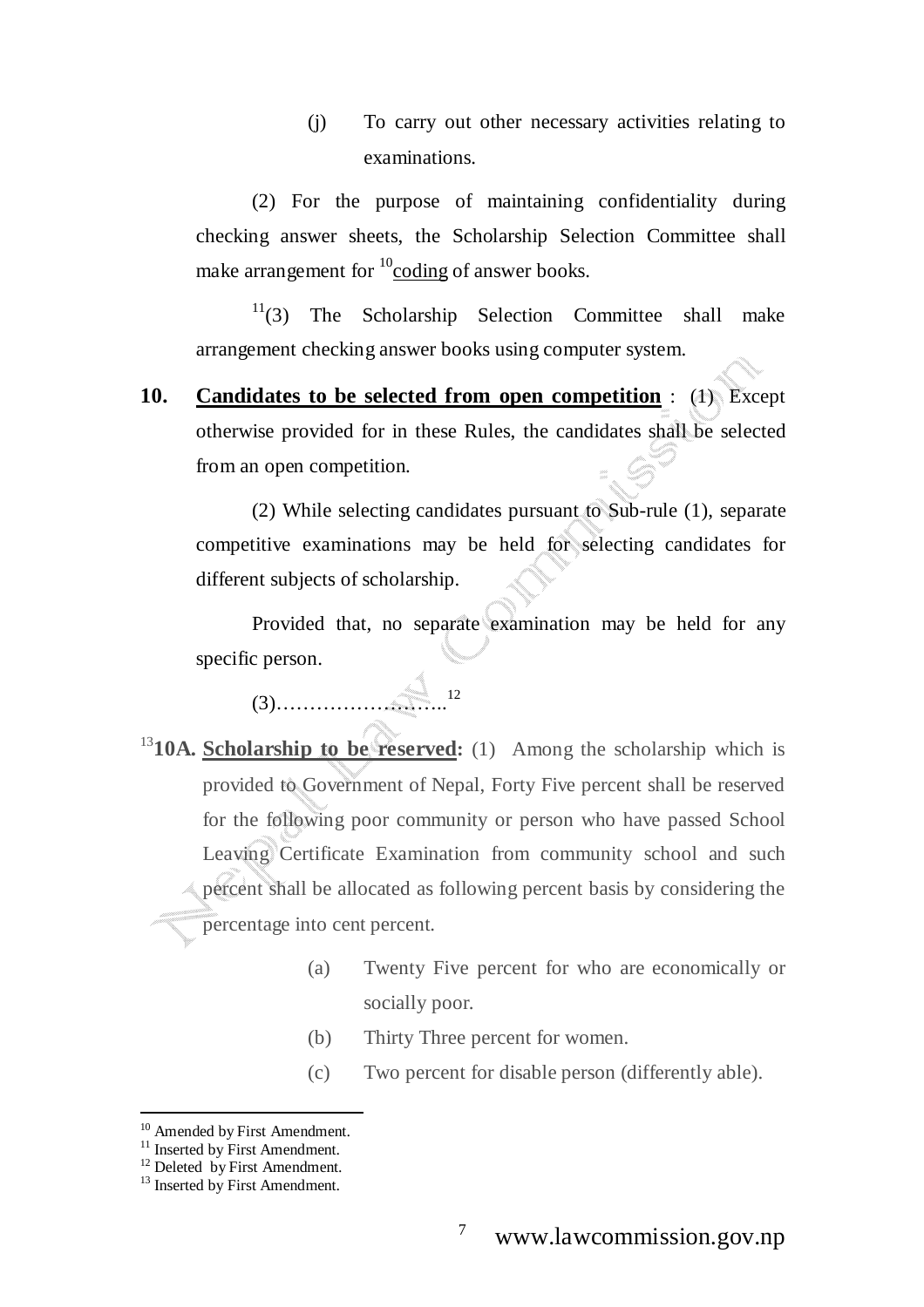(j) To carry out other necessary activities relating to examinations.

(2) For the purpose of maintaining confidentiality during checking answer sheets, the Scholarship Selection Committee shall make arrangement for [10]coding of answer books.

[11](3) The Scholarship Selection Committee shall make arrangement checking answer books using computer system.

**10. Candidates to be selected from open competition** : (1) Except otherwise provided for in these Rules, the candidates shall be selected from an open competition.

(2) While selecting candidates pursuant to Sub-rule (1), separate competitive examinations may be held for selecting candidates for different subjects of scholarship.

Provided that, no separate examination may be held for any specific person.

(3)……………………..[12]

[13]**10A. Scholarship to be reserved:** (1) Among the scholarship which is provided to Government of Nepal, Forty Five percent shall be reserved for the following poor community or person who have passed School Leaving Certificate Examination from community school and such percent shall be allocated as following percent basis by considering the percentage into cent percent.

(a) Twenty Five percent for who are economically or socially poor.

(b) Thirty Three percent for women.

(c) Two percent for disable person (differently able).

---

[10] Amended by First Amendment.
[11] Inserted by First Amendment.
[12] Deleted by First Amendment.
[13] Inserted by First Amendment.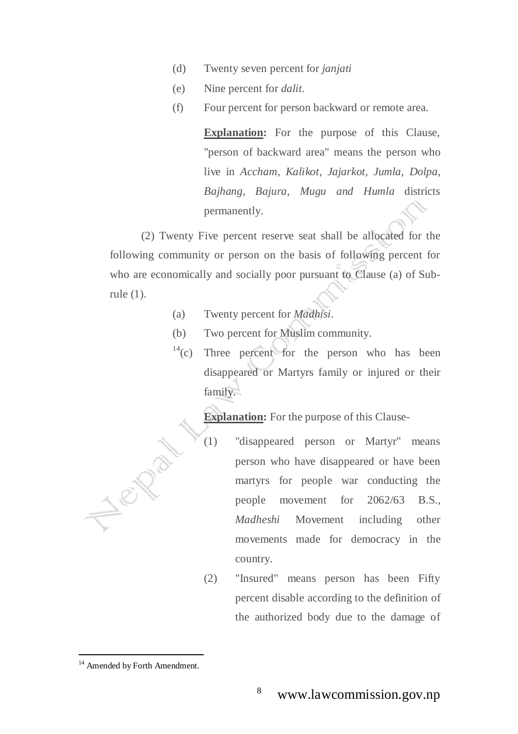(d) Twenty seven percent for *janjati*

(e) Nine percent for *dalit*.

(f) Four percent for person backward or remote area.

**Explanation:** For the purpose of this Clause, "person of backward area" means the person who live in *Accham*, *Kalikot*, *Jajarkot*, *Jumla*, *Dolpa*, *Bajhang*, *Bajura*, *Mugu and Humla* districts permanently.

(2) Twenty Five percent reserve seat shall be allocated for the following community or person on the basis of following percent for who are economically and socially poor pursuant to Clause (a) of Sub-rule (1).

(a) Twenty percent for *Madhisi*.

(b) Two percent for Muslim community.

[14](c) Three percent for the person who has been disappeared or Martyrs family or injured or their family.

**Explanation:** For the purpose of this Clause-

(1) "disappeared person or Martyr" means person who have disappeared or have been martyrs for people war conducting the people movement for 2062/63 B.S., *Madheshi* Movement including other movements made for democracy in the country.

(2) "Insured" means person has been Fifty percent disable according to the definition of the authorized body due to the damage of

---

[14] Amended by Forth Amendment.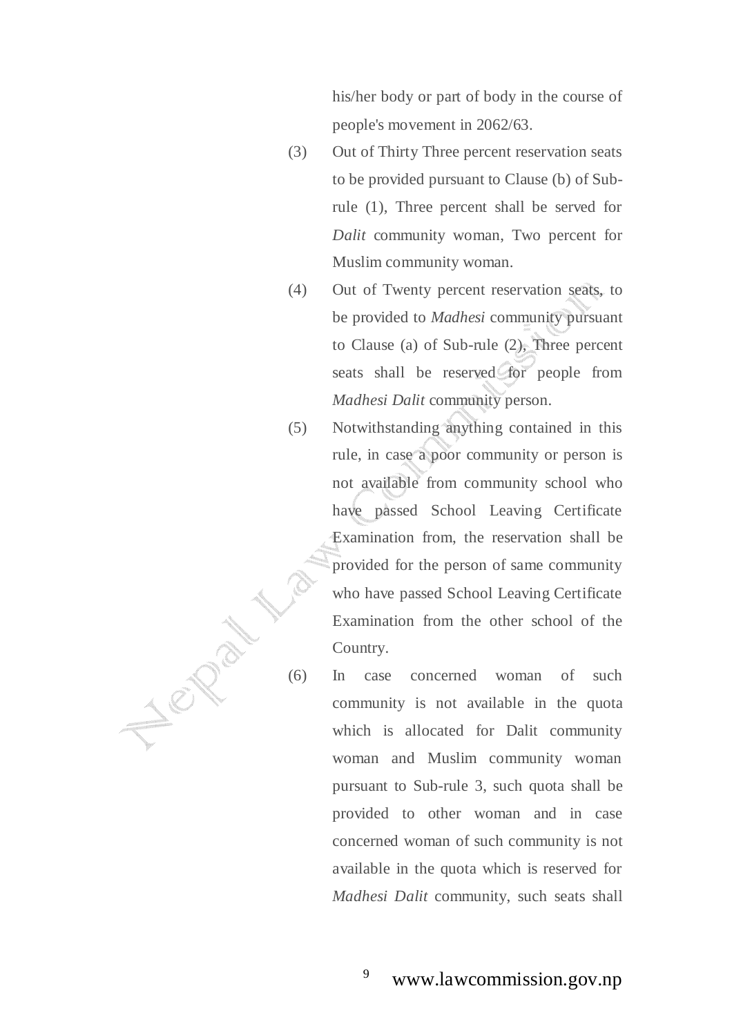his/her body or part of body in the course of people's movement in 2062/63.

(3) Out of Thirty Three percent reservation seats to be provided pursuant to Clause (b) of Sub-rule (1), Three percent shall be served for *Dalit* community woman, Two percent for Muslim community woman.

(4) Out of Twenty percent reservation seats, to be provided to *Madhesi* community pursuant to Clause (a) of Sub-rule (2), Three percent seats shall be reserved for people from *Madhesi Dalit* community person.

(5) Notwithstanding anything contained in this rule, in case a poor community or person is not available from community school who have passed School Leaving Certificate Examination from, the reservation shall be provided for the person of same community who have passed School Leaving Certificate Examination from the other school of the Country.

(6) In case concerned woman of such community is not available in the quota which is allocated for Dalit community woman and Muslim community woman pursuant to Sub-rule 3, such quota shall be provided to other woman and in case concerned woman of such community is not available in the quota which is reserved for *Madhesi Dalit* community, such seats shall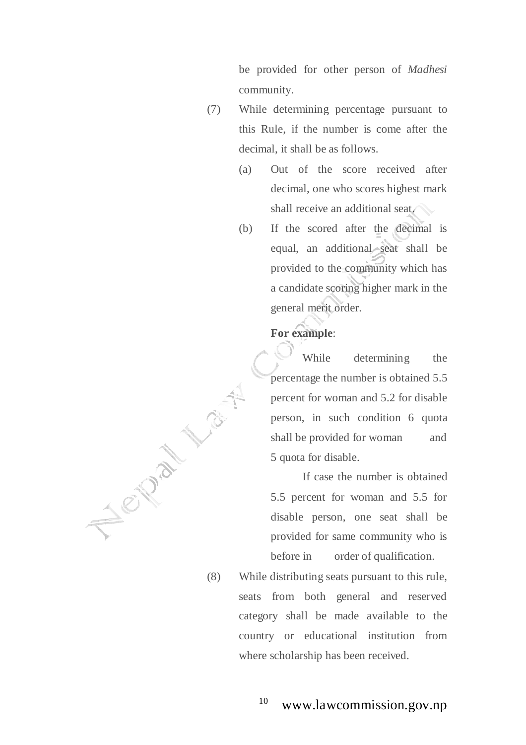be provided for other person of *Madhesi* community.

(7) While determining percentage pursuant to this Rule, if the number is come after the decimal, it shall be as follows.

(a) Out of the score received after decimal, one who scores highest mark shall receive an additional seat.

(b) If the scored after the decimal is equal, an additional seat shall be provided to the community which has a candidate scoring higher mark in the general merit order.

**For example**:

While determining the percentage the number is obtained 5.5 percent for woman and 5.2 for disable person, in such condition 6 quota shall be provided for woman and 5 quota for disable.

If case the number is obtained 5.5 percent for woman and 5.5 for disable person, one seat shall be provided for same community who is before in order of qualification.

(8) While distributing seats pursuant to this rule, seats from both general and reserved category shall be made available to the country or educational institution from where scholarship has been received.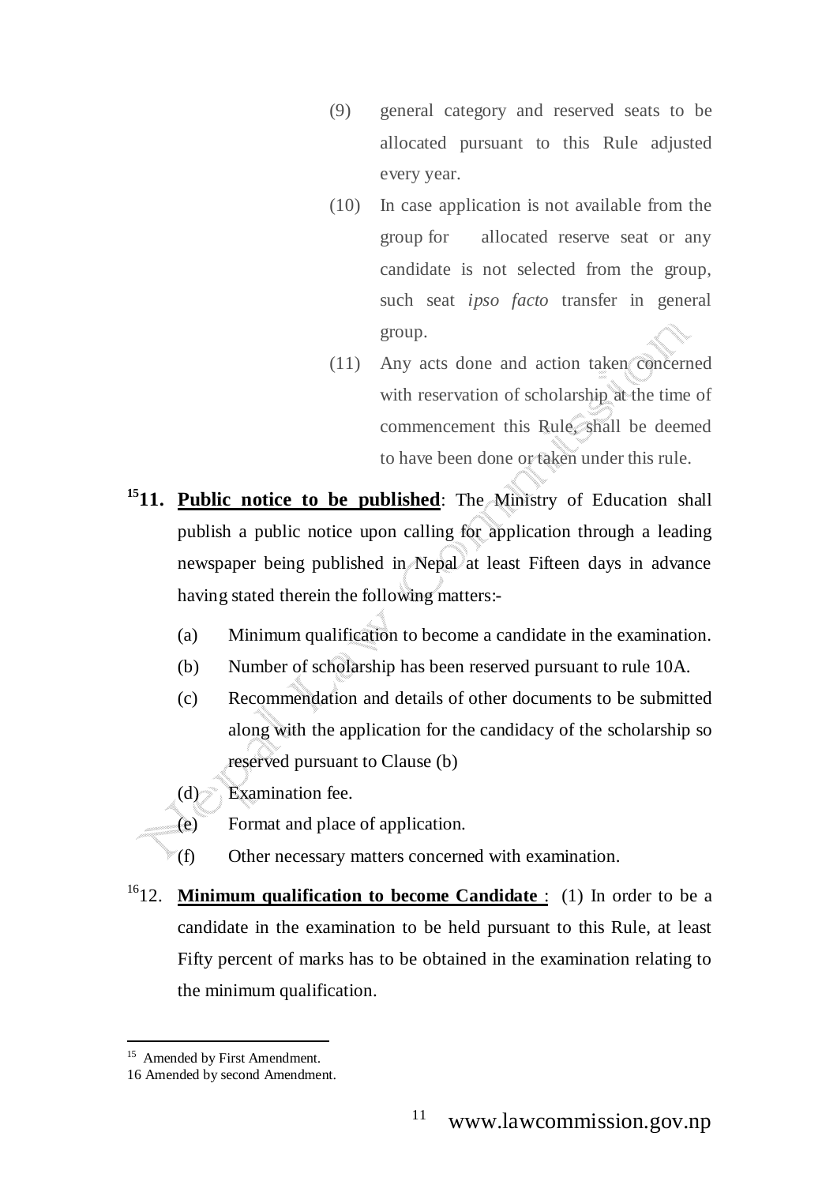(9) general category and reserved seats to be allocated pursuant to this Rule adjusted every year.

(10) In case application is not available from the group for allocated reserve seat or any candidate is not selected from the group, such seat *ipso facto* transfer in general group.

(11) Any acts done and action taken concerned with reservation of scholarship at the time of commencement this Rule, shall be deemed to have been done or taken under this rule.

[15]**11. Public notice to be published**: The Ministry of Education shall publish a public notice upon calling for application through a leading newspaper being published in Nepal at least Fifteen days in advance having stated therein the following matters:-

(a) Minimum qualification to become a candidate in the examination.

(b) Number of scholarship has been reserved pursuant to rule 10A.

(c) Recommendation and details of other documents to be submitted along with the application for the candidacy of the scholarship so reserved pursuant to Clause (b)

(d) Examination fee.

(e) Format and place of application.

(f) Other necessary matters concerned with examination.

[16]12. **Minimum qualification to become Candidate** : (1) In order to be a candidate in the examination to be held pursuant to this Rule, at least Fifty percent of marks has to be obtained in the examination relating to the minimum qualification.

---

[15] Amended by First Amendment.

[16] Amended by second Amendment.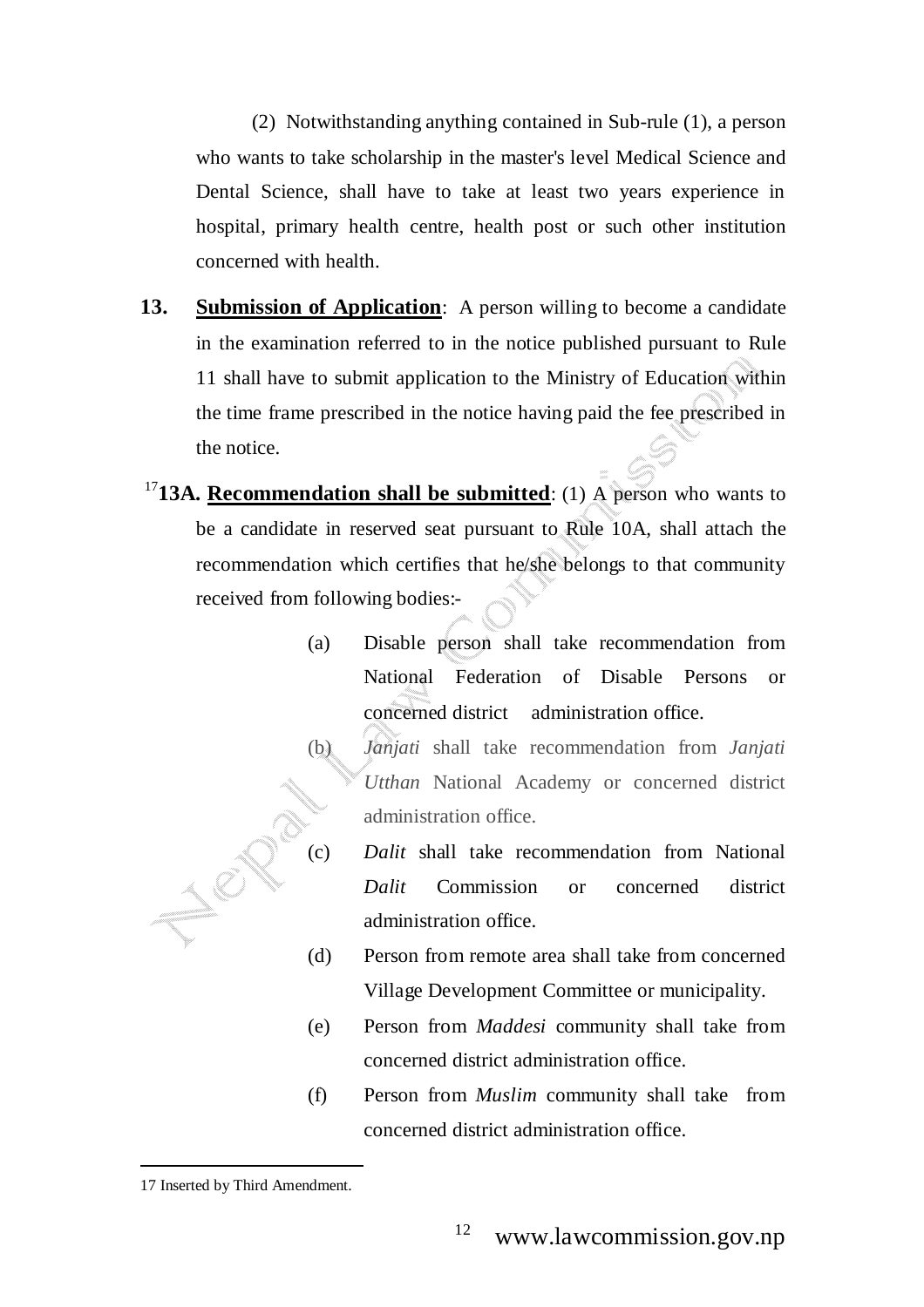(2) Notwithstanding anything contained in Sub-rule (1), a person who wants to take scholarship in the master's level Medical Science and Dental Science, shall have to take at least two years experience in hospital, primary health centre, health post or such other institution concerned with health.

**13. Submission of Application**: A person willing to become a candidate in the examination referred to in the notice published pursuant to Rule 11 shall have to submit application to the Ministry of Education within the time frame prescribed in the notice having paid the fee prescribed in the notice.

[17]**13A. Recommendation shall be submitted**: (1) A person who wants to be a candidate in reserved seat pursuant to Rule 10A, shall attach the recommendation which certifies that he/she belongs to that community received from following bodies:-

(a) Disable person shall take recommendation from National Federation of Disable Persons or concerned district administration office.

(b) *Janjati* shall take recommendation from *Janjati Utthan* National Academy or concerned district administration office.

(c) *Dalit* shall take recommendation from National *Dalit* Commission or concerned district administration office.

(d) Person from remote area shall take from concerned Village Development Committee or municipality.

(e) Person from *Maddesi* community shall take from concerned district administration office.

(f) Person from *Muslim* community shall take from concerned district administration office.

---

17 Inserted by Third Amendment.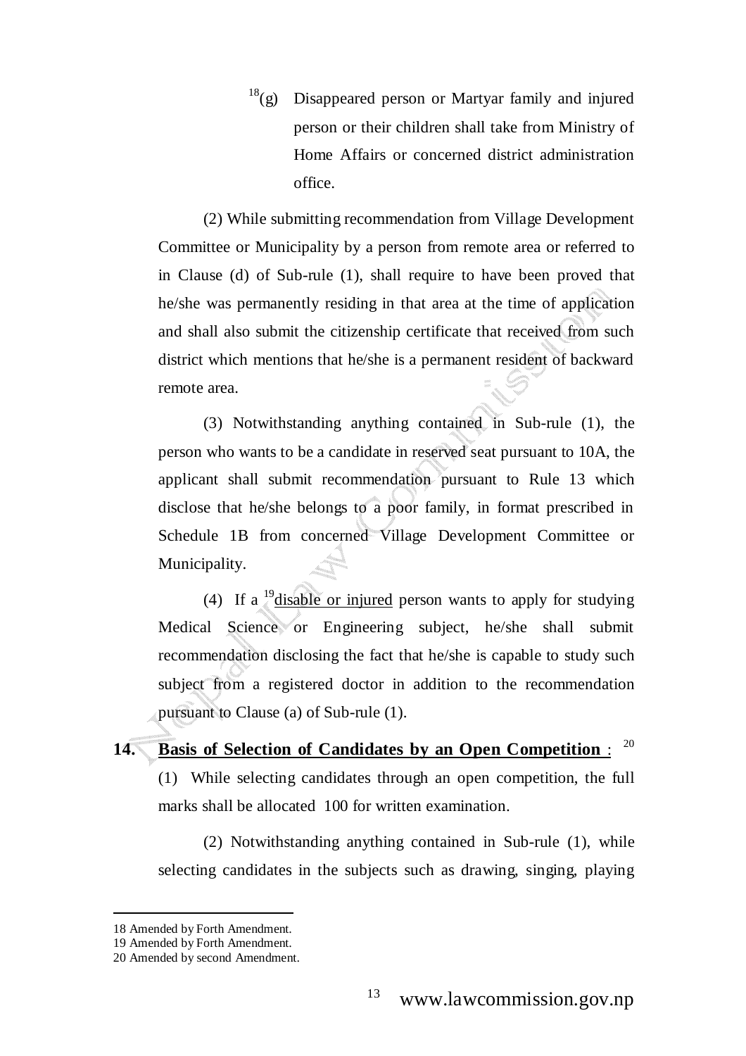[18](g) Disappeared person or Martyar family and injured person or their children shall take from Ministry of Home Affairs or concerned district administration office.

(2) While submitting recommendation from Village Development Committee or Municipality by a person from remote area or referred to in Clause (d) of Sub-rule (1), shall require to have been proved that he/she was permanently residing in that area at the time of application and shall also submit the citizenship certificate that received from such district which mentions that he/she is a permanent resident of backward remote area.

(3) Notwithstanding anything contained in Sub-rule (1), the person who wants to be a candidate in reserved seat pursuant to 10A, the applicant shall submit recommendation pursuant to Rule 13 which disclose that he/she belongs to a poor family, in format prescribed in Schedule 1B from concerned Village Development Committee or Municipality.

(4) If a [19]disable or injured person wants to apply for studying Medical Science or Engineering subject, he/she shall submit recommendation disclosing the fact that he/she is capable to study such subject from a registered doctor in addition to the recommendation pursuant to Clause (a) of Sub-rule (1).

**14. Basis of Selection of Candidates by an Open Competition** : [20] (1) While selecting candidates through an open competition, the full marks shall be allocated 100 for written examination.

(2) Notwithstanding anything contained in Sub-rule (1), while selecting candidates in the subjects such as drawing, singing, playing

---

18 Amended by Forth Amendment.

19 Amended by Forth Amendment.

20 Amended by second Amendment.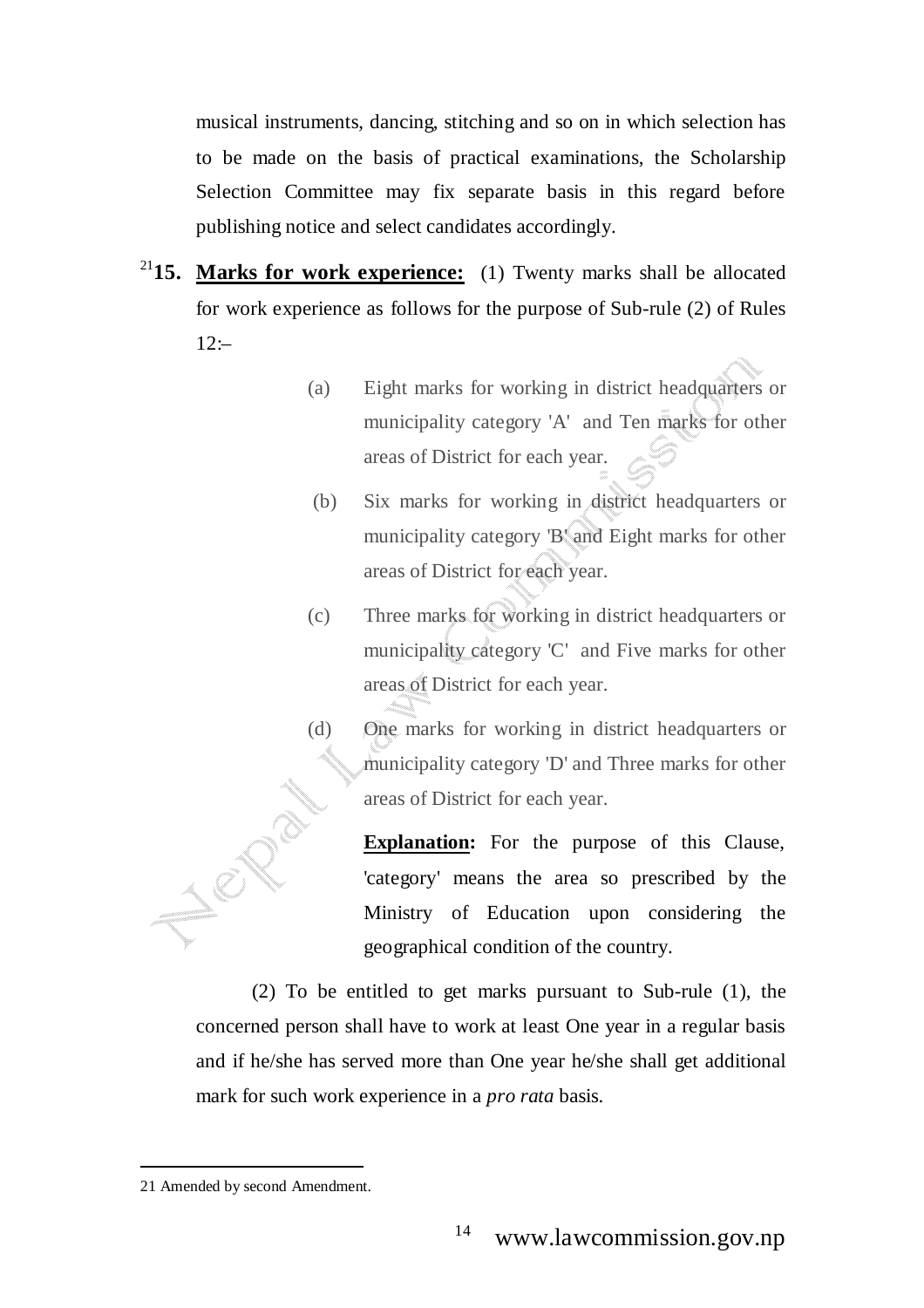musical instruments, dancing, stitching and so on in which selection has to be made on the basis of practical examinations, the Scholarship Selection Committee may fix separate basis in this regard before publishing notice and select candidates accordingly.

[21]**15. Marks for work experience:** (1) Twenty marks shall be allocated for work experience as follows for the purpose of Sub-rule (2) of Rules 12:–

(a) Eight marks for working in district headquarters or municipality category 'A' and Ten marks for other areas of District for each year.

(b) Six marks for working in district headquarters or municipality category 'B' and Eight marks for other areas of District for each year.

(c) Three marks for working in district headquarters or municipality category 'C' and Five marks for other areas of District for each year.

(d) One marks for working in district headquarters or municipality category 'D' and Three marks for other areas of District for each year.

**Explanation:** For the purpose of this Clause, 'category' means the area so prescribed by the Ministry of Education upon considering the geographical condition of the country.

(2) To be entitled to get marks pursuant to Sub-rule (1), the concerned person shall have to work at least One year in a regular basis and if he/she has served more than One year he/she shall get additional mark for such work experience in a *pro rata* basis.

---

21 Amended by second Amendment.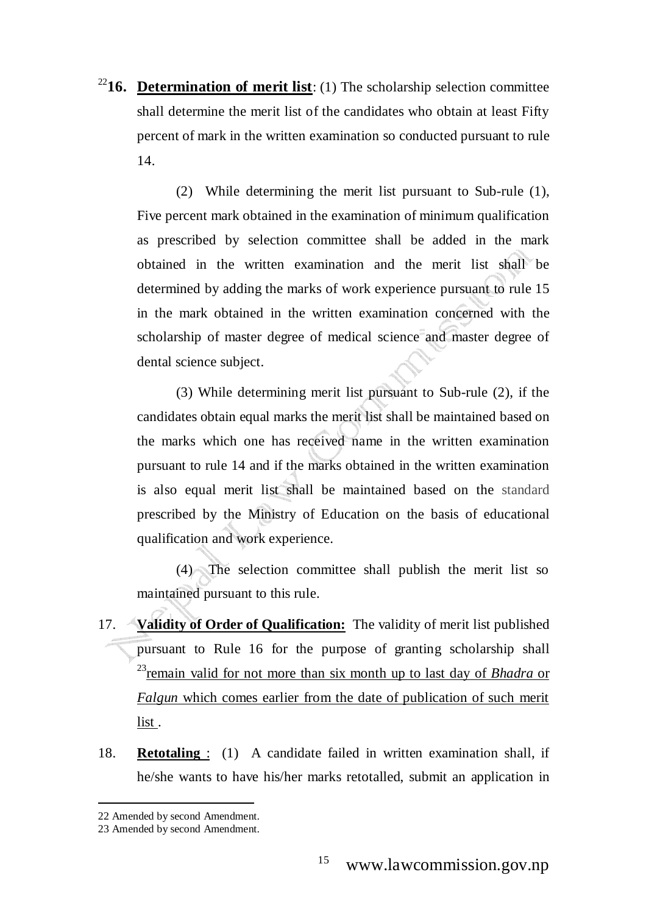[22]**16. Determination of merit list**: (1) The scholarship selection committee shall determine the merit list of the candidates who obtain at least Fifty percent of mark in the written examination so conducted pursuant to rule 14.

(2) While determining the merit list pursuant to Sub-rule (1), Five percent mark obtained in the examination of minimum qualification as prescribed by selection committee shall be added in the mark obtained in the written examination and the merit list shall be determined by adding the marks of work experience pursuant to rule 15 in the mark obtained in the written examination concerned with the scholarship of master degree of medical science and master degree of dental science subject.

(3) While determining merit list pursuant to Sub-rule (2), if the candidates obtain equal marks the merit list shall be maintained based on the marks which one has received name in the written examination pursuant to rule 14 and if the marks obtained in the written examination is also equal merit list shall be maintained based on the standard prescribed by the Ministry of Education on the basis of educational qualification and work experience.

(4) The selection committee shall publish the merit list so maintained pursuant to this rule.

17. **Validity of Order of Qualification:** The validity of merit list published pursuant to Rule 16 for the purpose of granting scholarship shall [23]remain valid for not more than six month up to last day of *Bhadra* or *Falgun* which comes earlier from the date of publication of such merit list .

18. **Retotaling** : (1) A candidate failed in written examination shall, if he/she wants to have his/her marks retotalled, submit an application in

---

22 Amended by second Amendment.

23 Amended by second Amendment.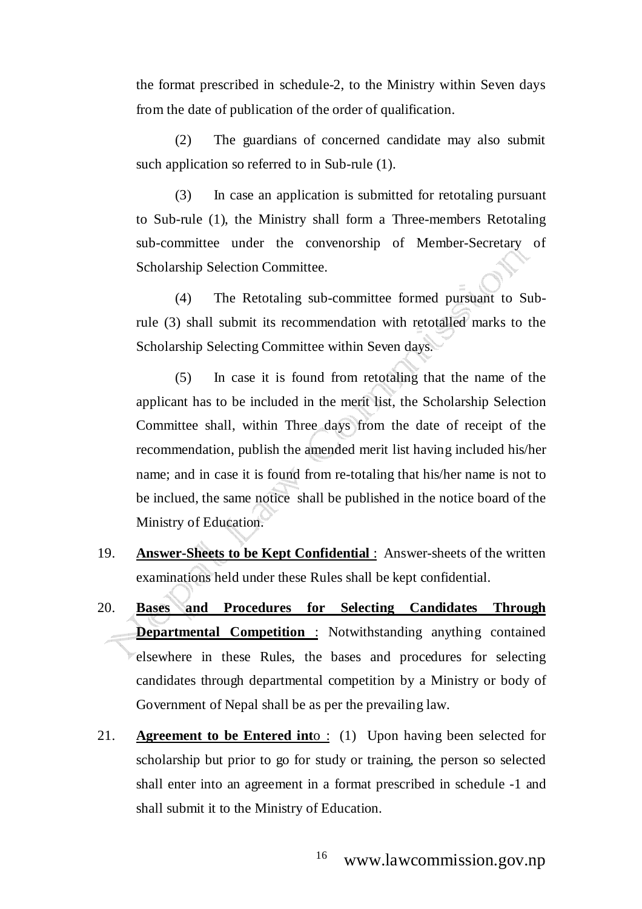the format prescribed in schedule-2, to the Ministry within Seven days from the date of publication of the order of qualification.

(2) The guardians of concerned candidate may also submit such application so referred to in Sub-rule (1).

(3) In case an application is submitted for retotaling pursuant to Sub-rule (1), the Ministry shall form a Three-members Retotaling sub-committee under the convenorship of Member-Secretary of Scholarship Selection Committee.

(4) The Retotaling sub-committee formed pursuant to Sub-rule (3) shall submit its recommendation with retotalled marks to the Scholarship Selecting Committee within Seven days.

(5) In case it is found from retotaling that the name of the applicant has to be included in the merit list, the Scholarship Selection Committee shall, within Three days from the date of receipt of the recommendation, publish the amended merit list having included his/her name; and in case it is found from re-totaling that his/her name is not to be inclued, the same notice shall be published in the notice board of the Ministry of Education.

19. **Answer-Sheets to be Kept Confidential** : Answer-sheets of the written examinations held under these Rules shall be kept confidential.

20. **Bases and Procedures for Selecting Candidates Through Departmental Competition** : Notwithstanding anything contained elsewhere in these Rules, the bases and procedures for selecting candidates through departmental competition by a Ministry or body of Government of Nepal shall be as per the prevailing law.

21. **Agreement to be Entered into** : (1) Upon having been selected for scholarship but prior to go for study or training, the person so selected shall enter into an agreement in a format prescribed in schedule -1 and shall submit it to the Ministry of Education.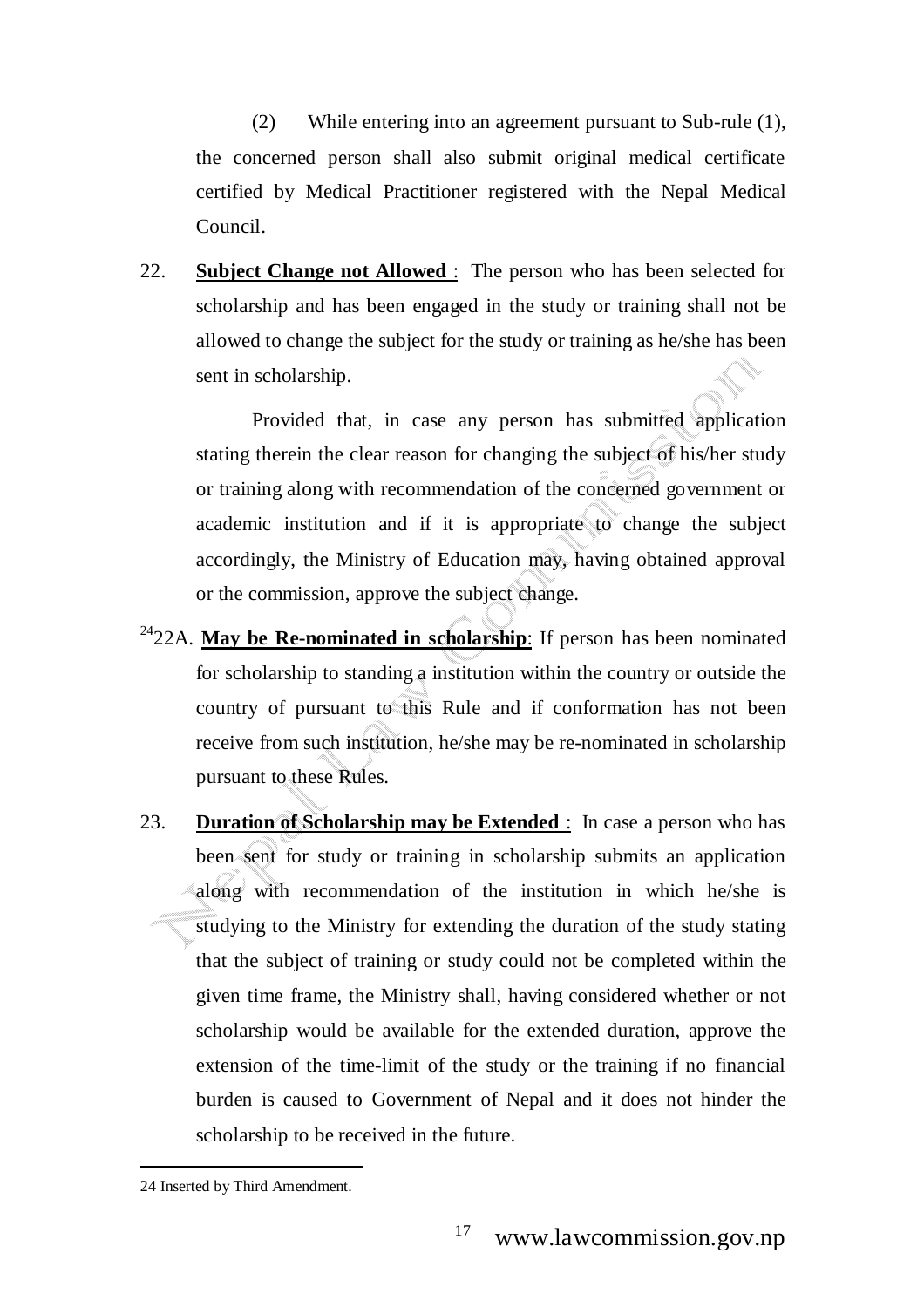(2) While entering into an agreement pursuant to Sub-rule (1), the concerned person shall also submit original medical certificate certified by Medical Practitioner registered with the Nepal Medical Council.

22. **Subject Change not Allowed** : The person who has been selected for scholarship and has been engaged in the study or training shall not be allowed to change the subject for the study or training as he/she has been sent in scholarship.

Provided that, in case any person has submitted application stating therein the clear reason for changing the subject of his/her study or training along with recommendation of the concerned government or academic institution and if it is appropriate to change the subject accordingly, the Ministry of Education may, having obtained approval or the commission, approve the subject change.

[24]22A. **May be Re-nominated in scholarship**: If person has been nominated for scholarship to standing a institution within the country or outside the country of pursuant to this Rule and if conformation has not been receive from such institution, he/she may be re-nominated in scholarship pursuant to these Rules.

23. **Duration of Scholarship may be Extended** : In case a person who has been sent for study or training in scholarship submits an application along with recommendation of the institution in which he/she is studying to the Ministry for extending the duration of the study stating that the subject of training or study could not be completed within the given time frame, the Ministry shall, having considered whether or not scholarship would be available for the extended duration, approve the extension of the time-limit of the study or the training if no financial burden is caused to Government of Nepal and it does not hinder the scholarship to be received in the future.

---

24 Inserted by Third Amendment.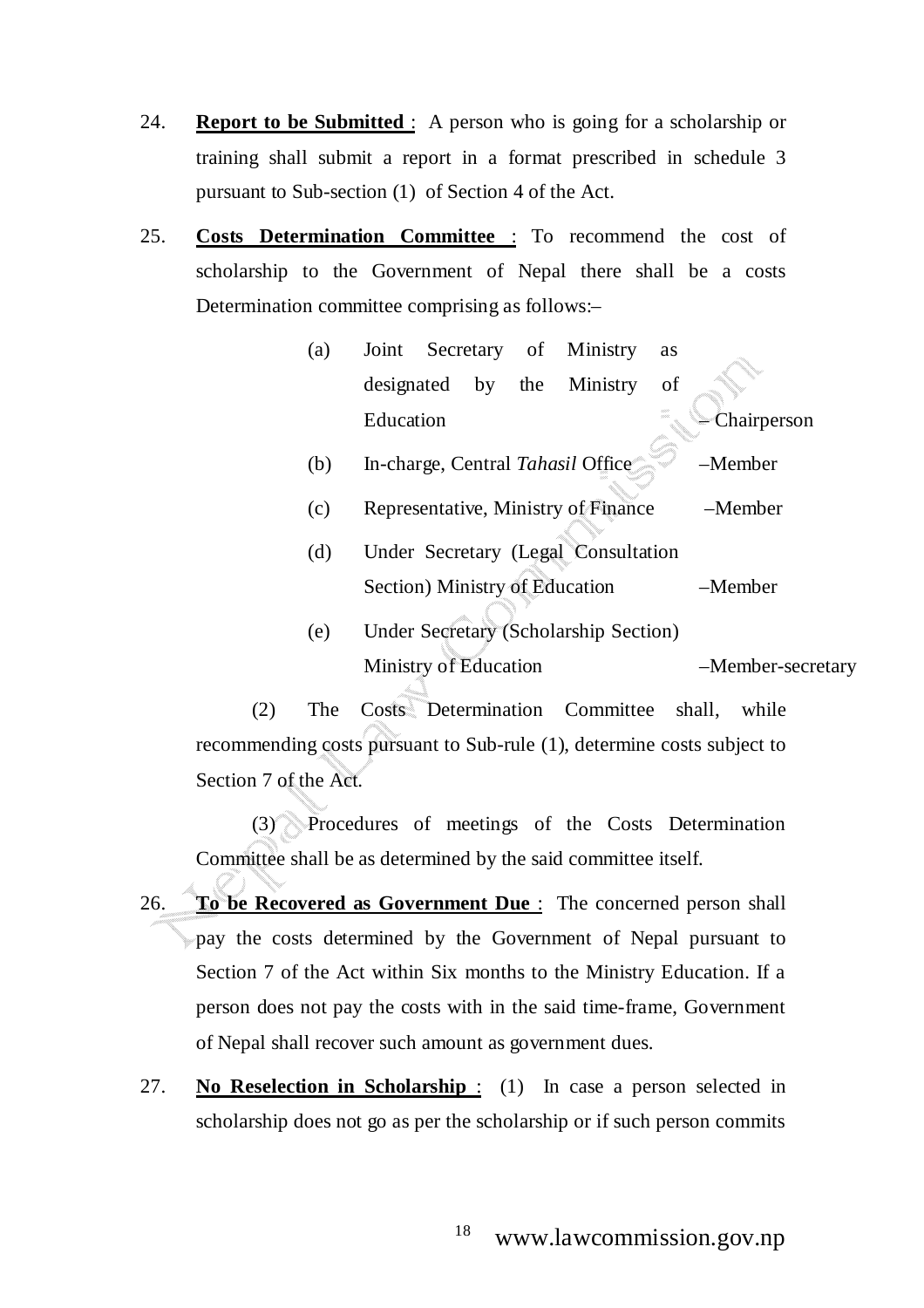24. **Report to be Submitted** : A person who is going for a scholarship or training shall submit a report in a format prescribed in schedule 3 pursuant to Sub-section (1) of Section 4 of the Act.

25. **Costs Determination Committee** : To recommend the cost of scholarship to the Government of Nepal there shall be a costs Determination committee comprising as follows:–

| | | |
|---|---|---|
| (a) | Joint Secretary of Ministry as designated by the Ministry of Education | – Chairperson |
| (b) | In-charge, Central *Tahasil* Office | –Member |
| (c) | Representative, Ministry of Finance | –Member |
| (d) | Under Secretary (Legal Consultation Section) Ministry of Education | –Member |
| (e) | Under Secretary (Scholarship Section) Ministry of Education | –Member-secretary |

(2) The Costs Determination Committee shall, while recommending costs pursuant to Sub-rule (1), determine costs subject to Section 7 of the Act.

(3) Procedures of meetings of the Costs Determination Committee shall be as determined by the said committee itself.

26. **To be Recovered as Government Due** : The concerned person shall pay the costs determined by the Government of Nepal pursuant to Section 7 of the Act within Six months to the Ministry Education. If a person does not pay the costs with in the said time-frame, Government of Nepal shall recover such amount as government dues.

27. **No Reselection in Scholarship** : (1) In case a person selected in scholarship does not go as per the scholarship or if such person commits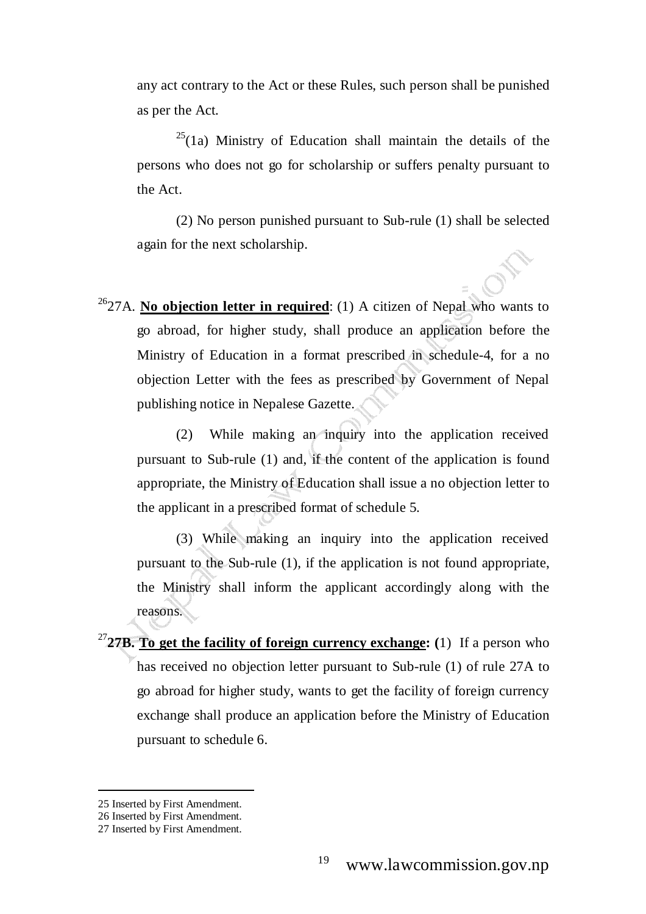any act contrary to the Act or these Rules, such person shall be punished as per the Act.

[25](1a) Ministry of Education shall maintain the details of the persons who does not go for scholarship or suffers penalty pursuant to the Act.

(2) No person punished pursuant to Sub-rule (1) shall be selected again for the next scholarship.

[26]27A. **No objection letter in required**: (1) A citizen of Nepal who wants to go abroad, for higher study, shall produce an application before the Ministry of Education in a format prescribed in schedule-4, for a no objection Letter with the fees as prescribed by Government of Nepal publishing notice in Nepalese Gazette.

(2) While making an inquiry into the application received pursuant to Sub-rule (1) and, if the content of the application is found appropriate, the Ministry of Education shall issue a no objection letter to the applicant in a prescribed format of schedule 5.

(3) While making an inquiry into the application received pursuant to the Sub-rule (1), if the application is not found appropriate, the Ministry shall inform the applicant accordingly along with the reasons.

[27]**27B. To get the facility of foreign currency exchange: (**1) If a person who has received no objection letter pursuant to Sub-rule (1) of rule 27A to go abroad for higher study, wants to get the facility of foreign currency exchange shall produce an application before the Ministry of Education pursuant to schedule 6.

---

25 Inserted by First Amendment.
26 Inserted by First Amendment.
27 Inserted by First Amendment.

www.lawcommission.gov.np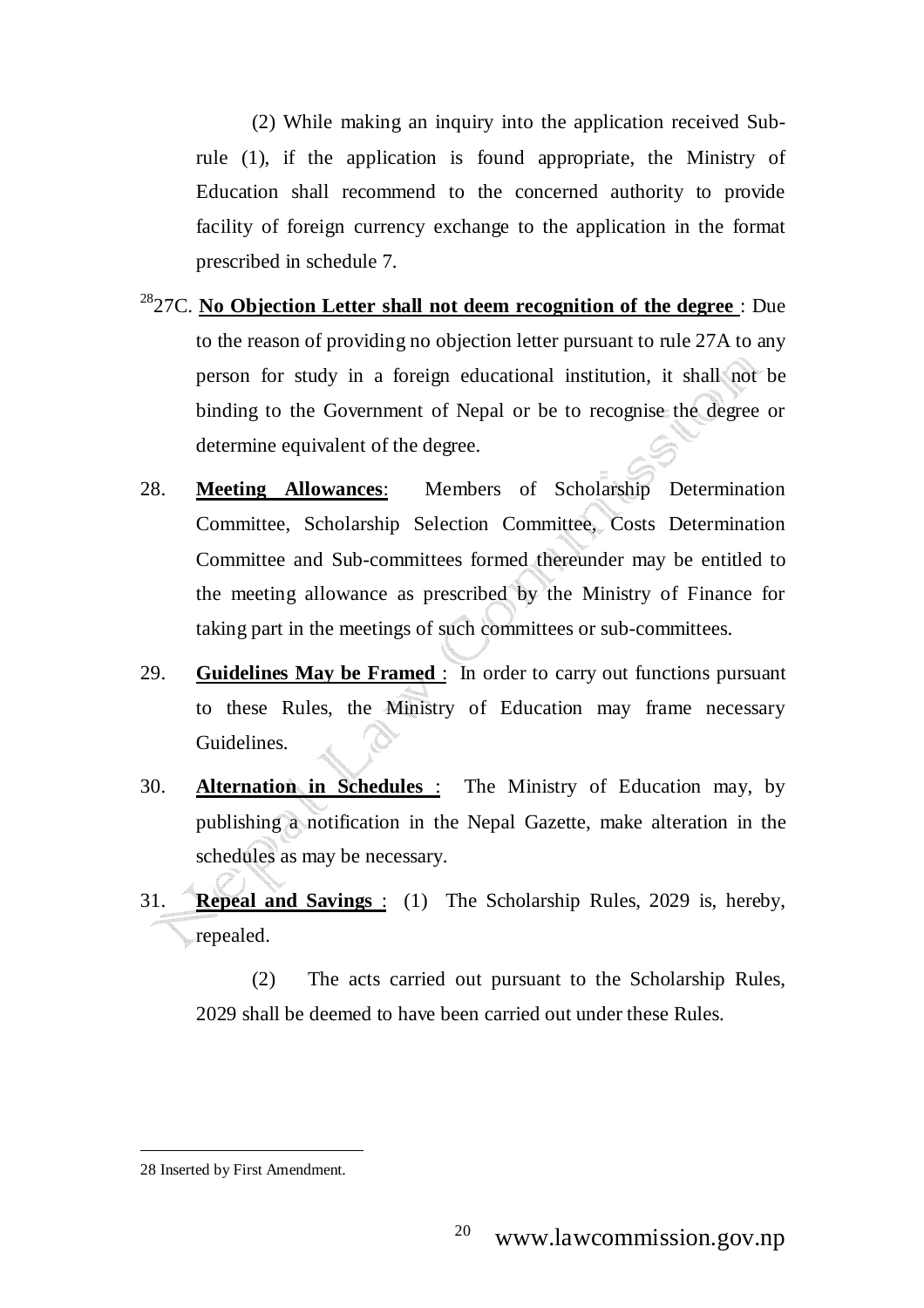(2) While making an inquiry into the application received Sub-rule (1), if the application is found appropriate, the Ministry of Education shall recommend to the concerned authority to provide facility of foreign currency exchange to the application in the format prescribed in schedule 7.

[28]27C. **No Objection Letter shall not deem recognition of the degree** : Due to the reason of providing no objection letter pursuant to rule 27A to any person for study in a foreign educational institution, it shall not be binding to the Government of Nepal or be to recognise the degree or determine equivalent of the degree.

28. **Meeting Allowances**: Members of Scholarship Determination Committee, Scholarship Selection Committee, Costs Determination Committee and Sub-committees formed thereunder may be entitled to the meeting allowance as prescribed by the Ministry of Finance for taking part in the meetings of such committees or sub-committees.

29. **Guidelines May be Framed** : In order to carry out functions pursuant to these Rules, the Ministry of Education may frame necessary Guidelines.

30. **Alternation in Schedules** : The Ministry of Education may, by publishing a notification in the Nepal Gazette, make alteration in the schedules as may be necessary.

31. **Repeal and Savings** : (1) The Scholarship Rules, 2029 is, hereby, repealed.

(2) The acts carried out pursuant to the Scholarship Rules, 2029 shall be deemed to have been carried out under these Rules.

---

28 Inserted by First Amendment.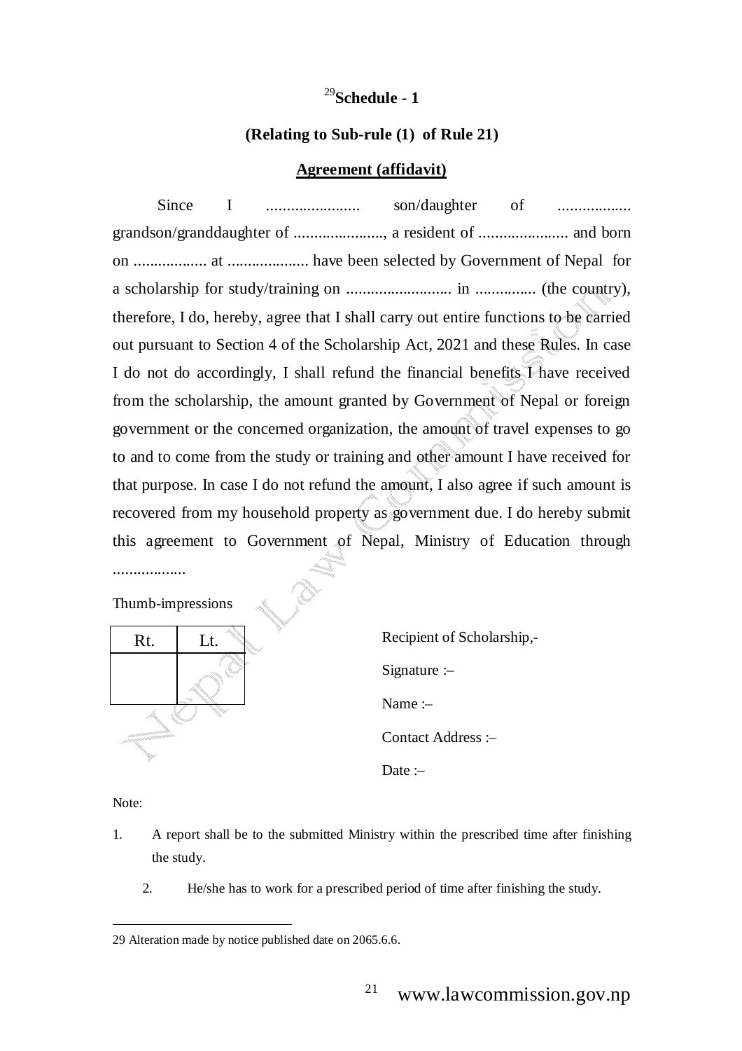## [29]Schedule - 1

**(Relating to Sub-rule (1) of Rule 21)**

**Agreement (affidavit)**

Since I ....................... son/daughter of .................. grandson/granddaughter of ......................, a resident of ...................... and born on .................. at .................... have been selected by Government of Nepal for a scholarship for study/training on .......................... in .............. (the country), therefore, I do, hereby, agree that I shall carry out entire functions to be carried out pursuant to Section 4 of the Scholarship Act, 2021 and these Rules. In case I do not do accordingly, I shall refund the financial benefits I have received from the scholarship, the amount granted by Government of Nepal or foreign government or the concerned organization, the amount of travel expenses to go to and to come from the study or training and other amount I have received for that purpose. In case I do not refund the amount, I also agree if such amount is recovered from my household property as government due. I do hereby submit this agreement to Government of Nepal, Ministry of Education through ..................

Thumb-impressions

| Rt. | Lt. |
| --- | --- |
| | |

Recipient of Scholarship,-

Signature :–

Name :–

Contact Address :–

Date :–

Note:

1. A report shall be to the submitted Ministry within the prescribed time after finishing the study.
2. He/she has to work for a prescribed period of time after finishing the study.

29 Alteration made by notice published date on 2065.6.6.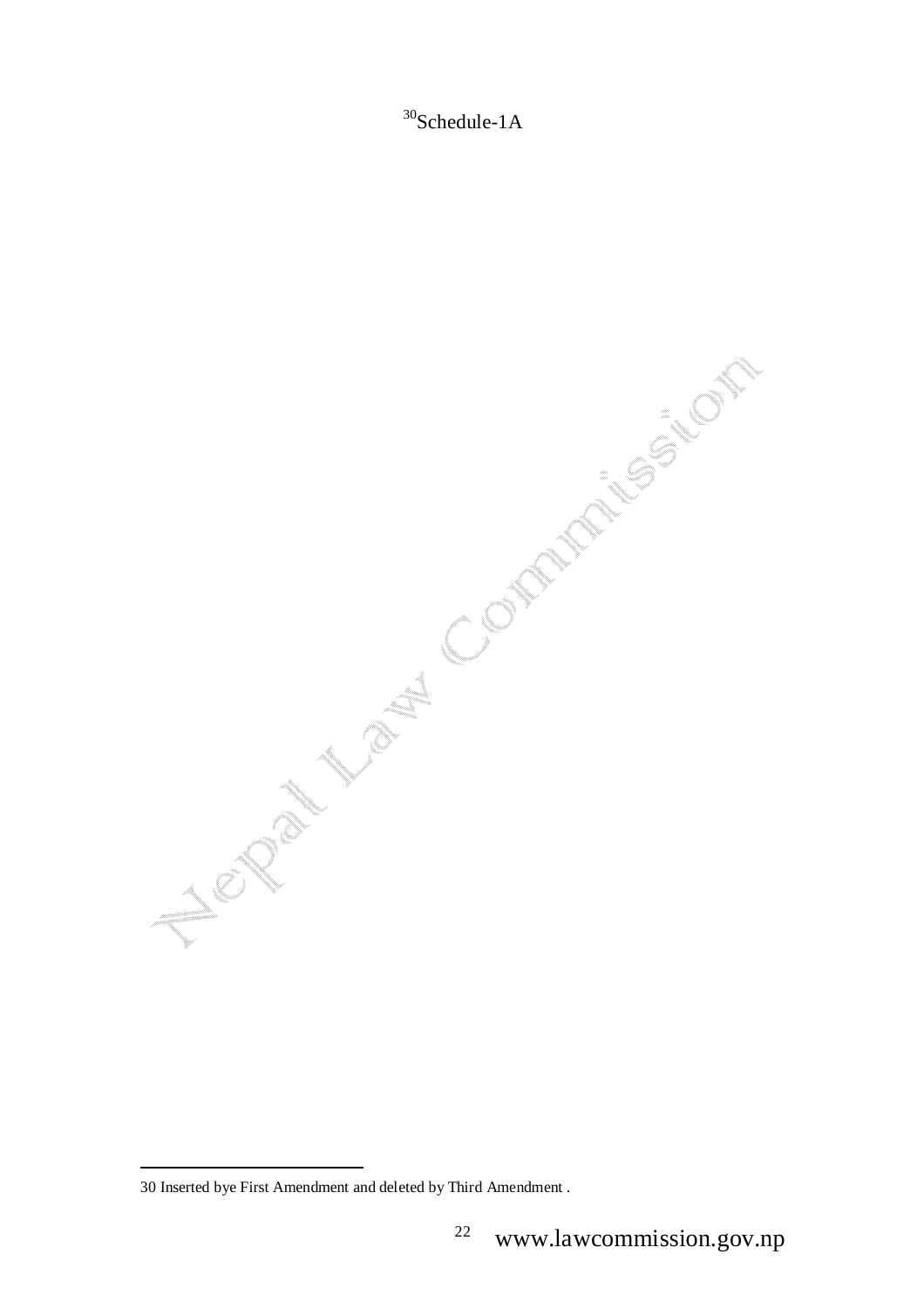[30]Schedule-1A

---

30 Inserted bye First Amendment and deleted by Third Amendment .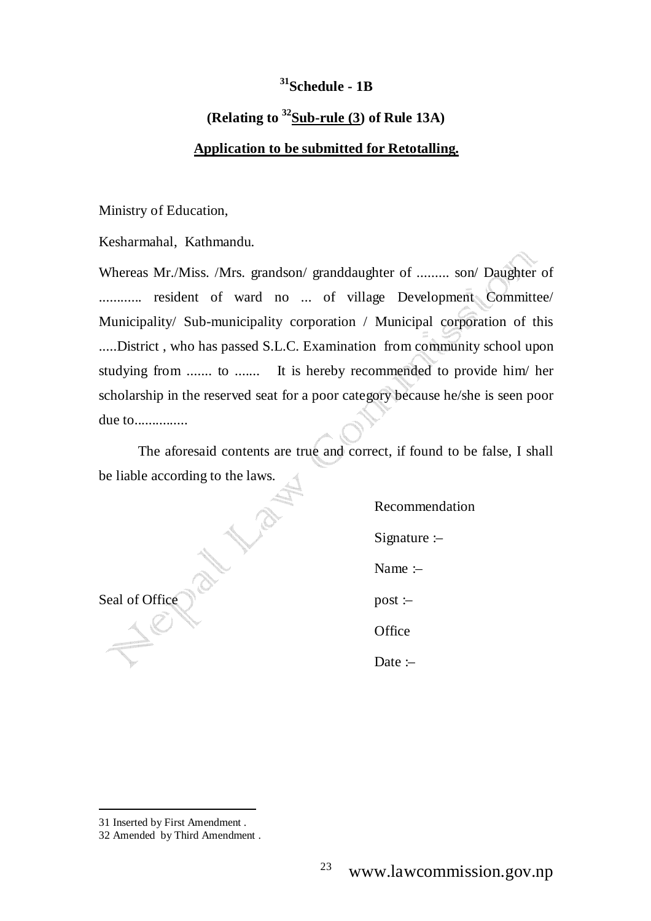### [31]Schedule - 1B

### (Relating to [32]Sub-rule (3) of Rule 13A)

### Application to be submitted for Retotalling.

Ministry of Education,

Kesharmahal, Kathmandu.

Whereas Mr./Miss. /Mrs. grandson/ granddaughter of ......... son/ Daughter of ............ resident of ward no ... of village Development Committee/ Municipality/ Sub-municipality corporation / Municipal corporation of this .....District , who has passed S.L.C. Examination from community school upon studying from ....... to ....... It is hereby recommended to provide him/ her scholarship in the reserved seat for a poor category because he/she is seen poor due to...............

The aforesaid contents are true and correct, if found to be false, I shall be liable according to the laws.

Recommendation

Signature :–

Name :–

Seal of Office

post :–

Office

Date :–

---

31 Inserted by First Amendment .

32 Amended by Third Amendment .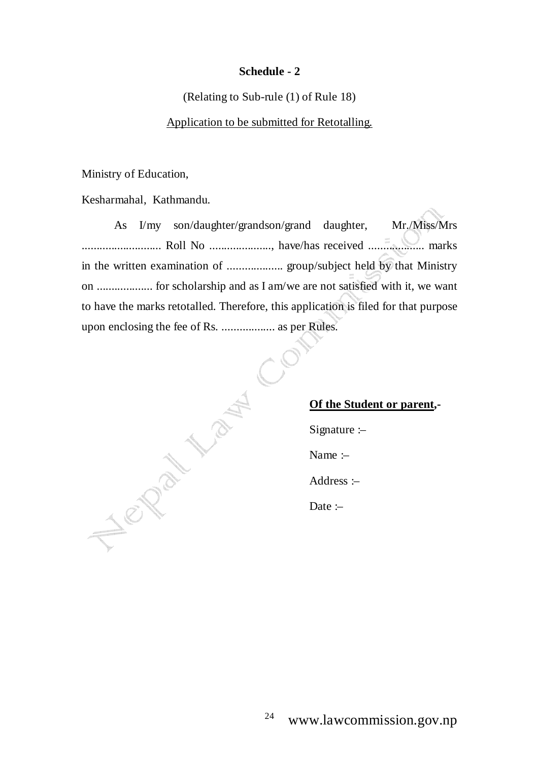**Schedule - 2**

(Relating to Sub-rule (1) of Rule 18)

Application to be submitted for Retotalling.

Ministry of Education,

Kesharmahal, Kathmandu.

As I/my son/daughter/grandson/grand daughter, Mr./Miss/Mrs ........................... Roll No ...................., have/has received .................. marks in the written examination of .................. group/subject held by that Ministry on .................. for scholarship and as I am/we are not satisfied with it, we want to have the marks retotalled. Therefore, this application is filed for that purpose upon enclosing the fee of Rs. ................. as per Rules.

**Of the Student or parent,-**

Signature :–

Name :–

Address :–

Date :–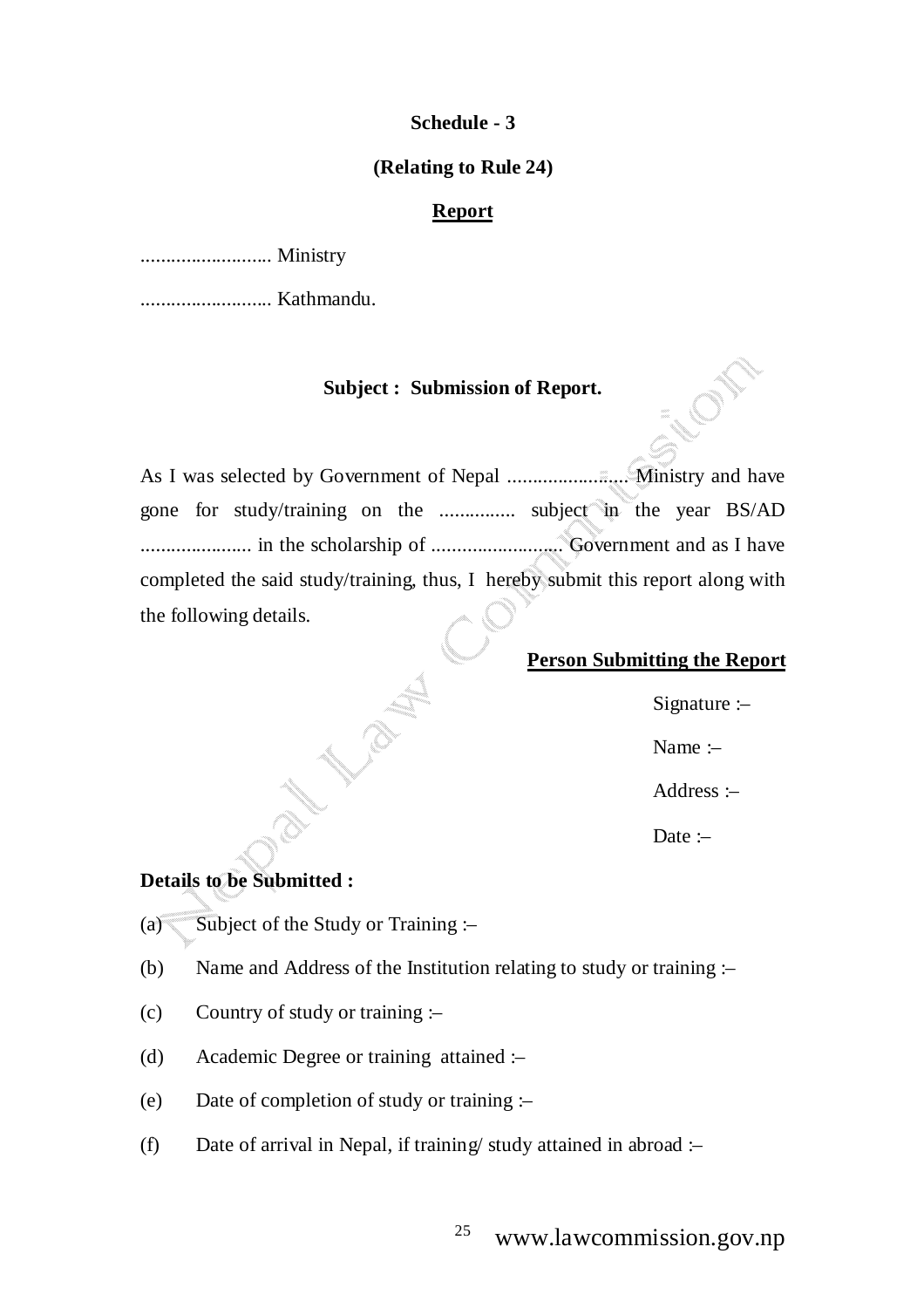**Schedule - 3**

**(Relating to Rule 24)**

**Report**

.......................... Ministry

.......................... Kathmandu.

**Subject : Submission of Report.**

As I was selected by Government of Nepal ........................ Ministry and have gone for study/training on the ............... subject in the year BS/AD ...................... in the scholarship of .......................... Government and as I have completed the said study/training, thus, I hereby submit this report along with the following details.

**Person Submitting the Report**

Signature :–

Name :–

Address :–

Date :–

**Details to be Submitted :**

(a) Subject of the Study or Training :–

(b) Name and Address of the Institution relating to study or training :–

(c) Country of study or training :–

(d) Academic Degree or training attained :–

(e) Date of completion of study or training :–

(f) Date of arrival in Nepal, if training/ study attained in abroad :–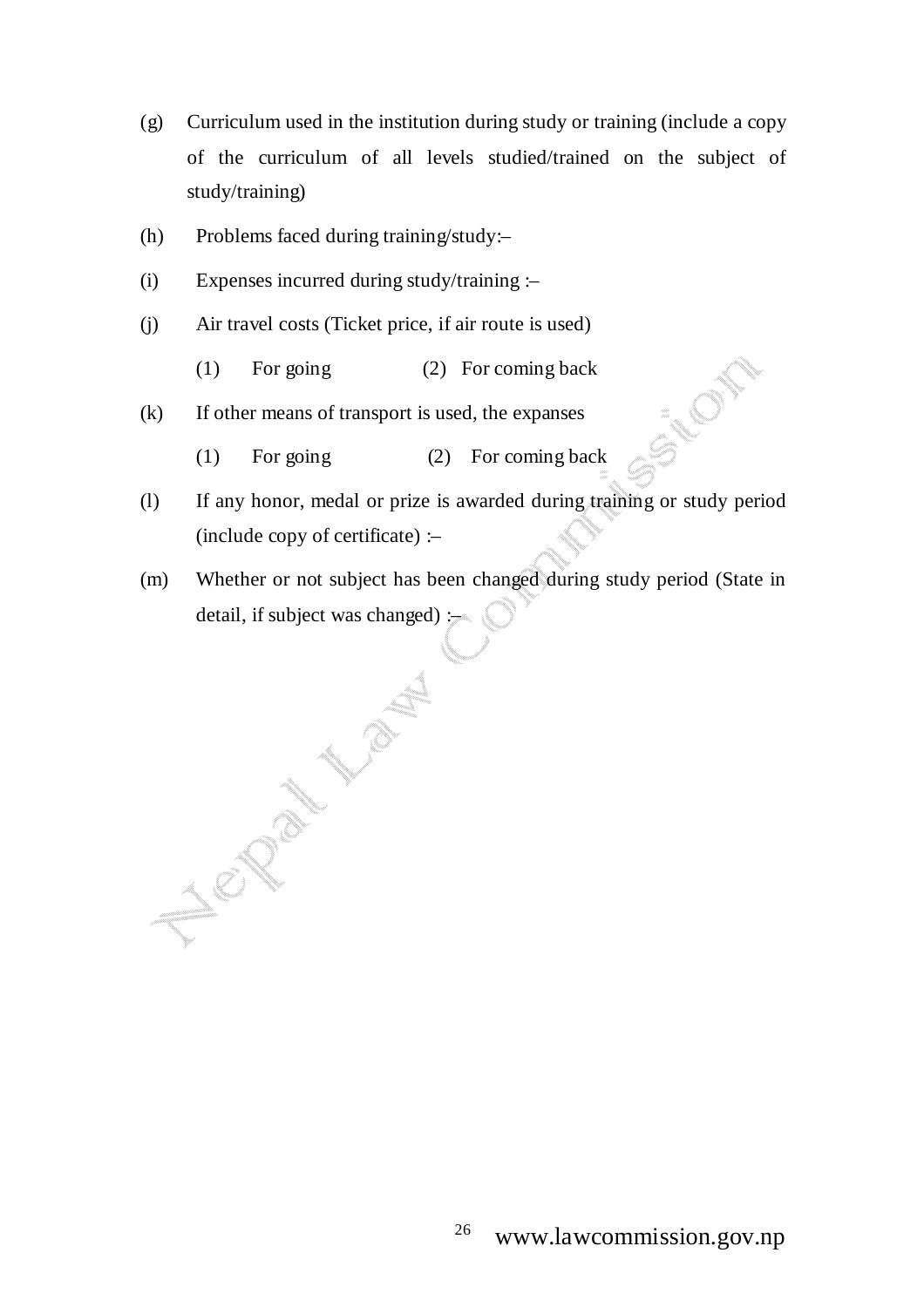(g) Curriculum used in the institution during study or training (include a copy of the curriculum of all levels studied/trained on the subject of study/training)

(h) Problems faced during training/study:–

(i) Expenses incurred during study/training :–

(j) Air travel costs (Ticket price, if air route is used)

(1) For going (2) For coming back

(k) If other means of transport is used, the expanses

(1) For going (2) For coming back

(l) If any honor, medal or prize is awarded during training or study period (include copy of certificate) :–

(m) Whether or not subject has been changed during study period (State in detail, if subject was changed) :–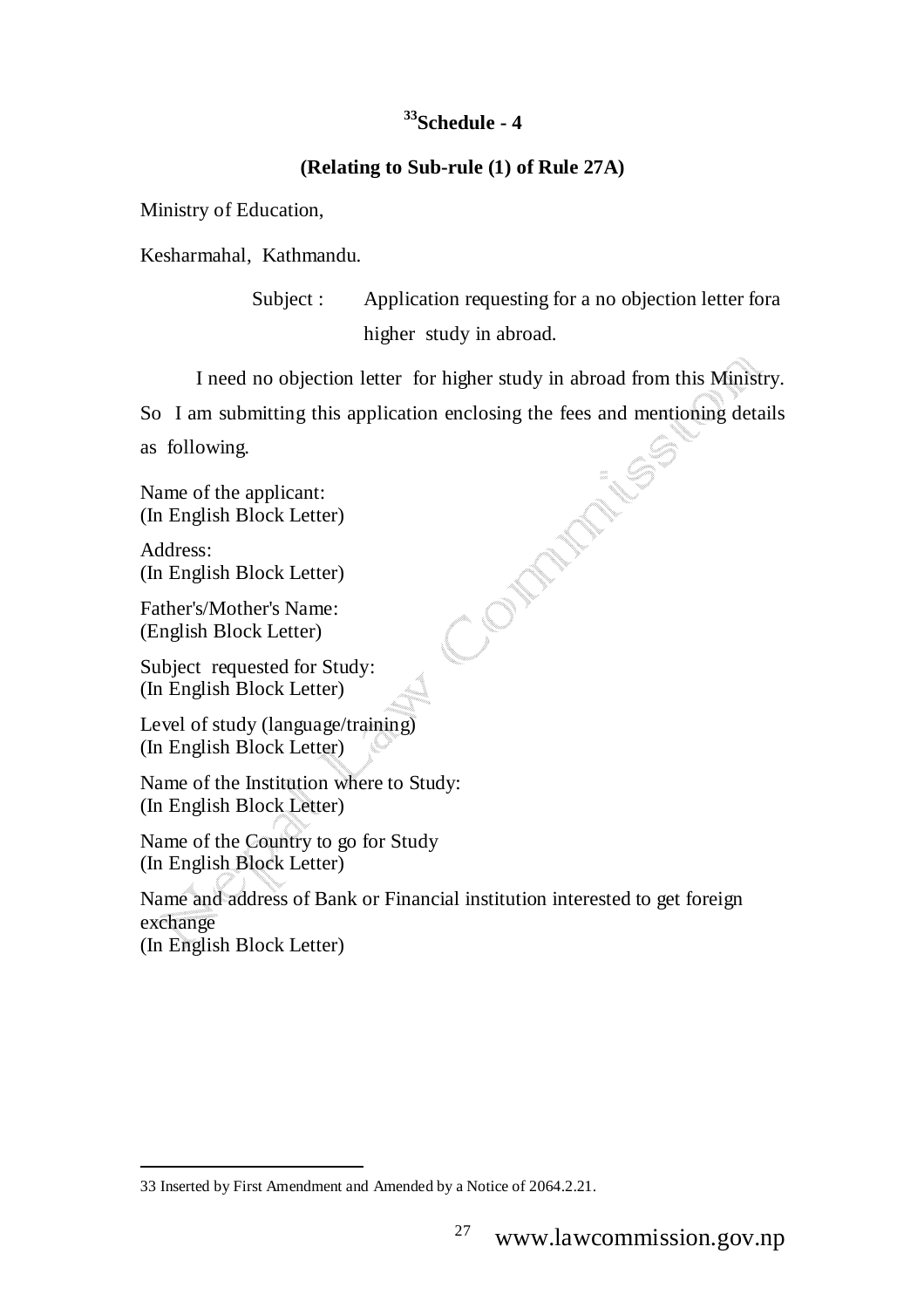## [33]Schedule - 4

### (Relating to Sub-rule (1) of Rule 27A)

Ministry of Education,

Kesharmahal, Kathmandu.

Subject : Application requesting for a no objection letter fora higher study in abroad.

I need no objection letter for higher study in abroad from this Ministry. So I am submitting this application enclosing the fees and mentioning details as following.

Name of the applicant:
(In English Block Letter)

Address:
(In English Block Letter)

Father's/Mother's Name:
(English Block Letter)

Subject requested for Study:
(In English Block Letter)

Level of study (language/training)
(In English Block Letter)

Name of the Institution where to Study:
(In English Block Letter)

Name of the Country to go for Study
(In English Block Letter)

Name and address of Bank or Financial institution interested to get foreign exchange
(In English Block Letter)

---

33 Inserted by First Amendment and Amended by a Notice of 2064.2.21.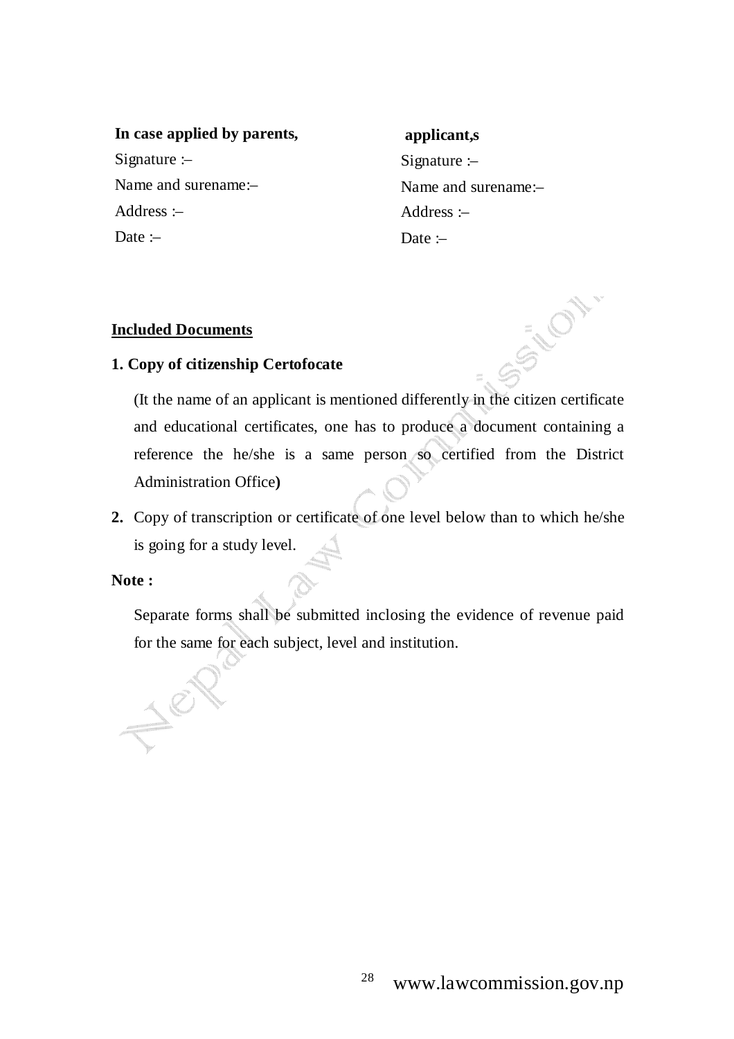| **In case applied by parents,** | **applicant,s** |
| --- | --- |
| Signature :– | Signature :– |
| Name and surename:– | Name and surename:– |
| Address :– | Address :– |
| Date :– | Date :– |

**<u>Included Documents</u>**

**1. Copy of citizenship Certofocate**

(It the name of an applicant is mentioned differently in the citizen certificate and educational certificates, one has to produce a document containing a reference the he/she is a same person so certified from the District Administration Office**)**

**2.** Copy of transcription or certificate of one level below than to which he/she is going for a study level.

**Note :**

Separate forms shall be submitted inclosing the evidence of revenue paid for the same for each subject, level and institution.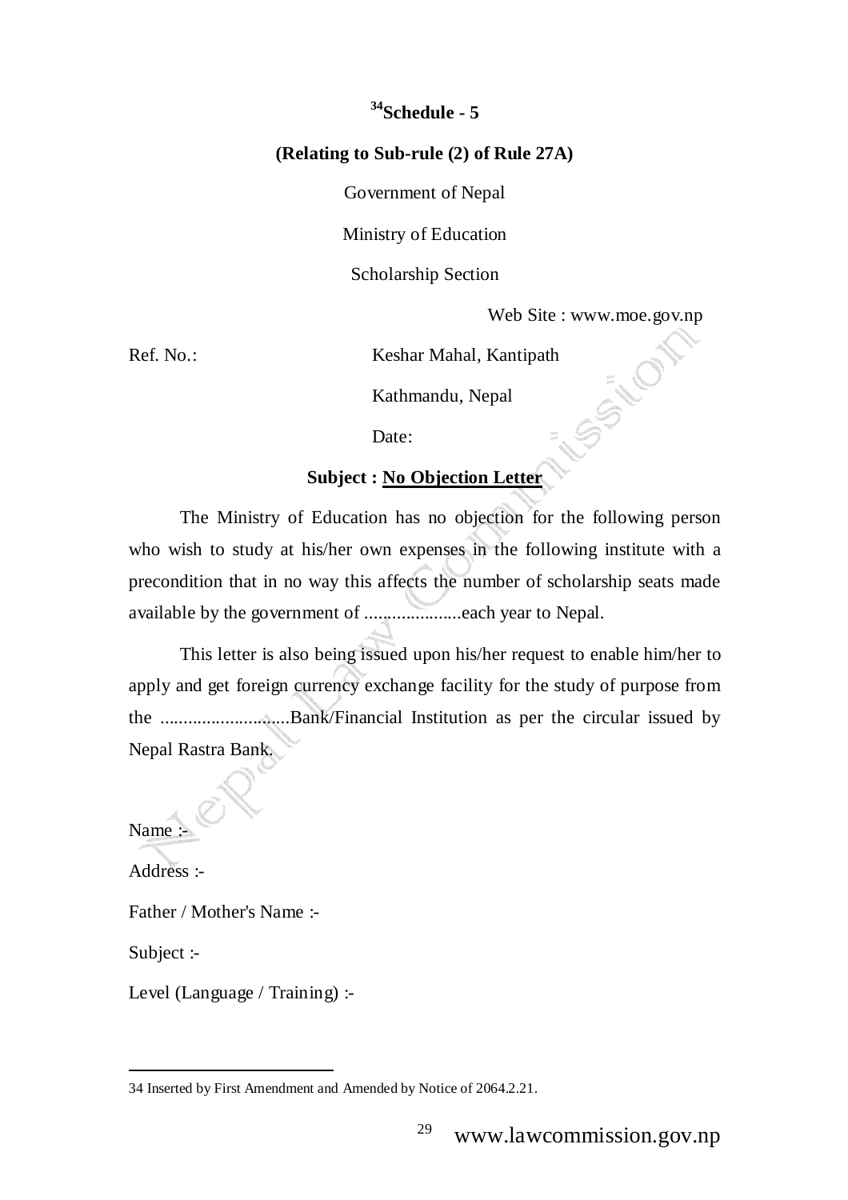## Schedule - 5[34]

**(Relating to Sub-rule (2) of Rule 27A)**

Government of Nepal

Ministry of Education

Scholarship Section

Web Site : www.moe.gov.np

Ref. No.: Keshar Mahal, Kantipath

Kathmandu, Nepal

Date:

**Subject : No Objection Letter**

The Ministry of Education has no objection for the following person who wish to study at his/her own expenses in the following institute with a precondition that in no way this affects the number of scholarship seats made available by the government of .....................each year to Nepal.

This letter is also being issued upon his/her request to enable him/her to apply and get foreign currency exchange facility for the study of purpose from the ............................Bank/Financial Institution as per the circular issued by Nepal Rastra Bank.

Name :-

Address :-

Father / Mother's Name :-

Subject :-

Level (Language / Training) :-

---

34 Inserted by First Amendment and Amended by Notice of 2064.2.21.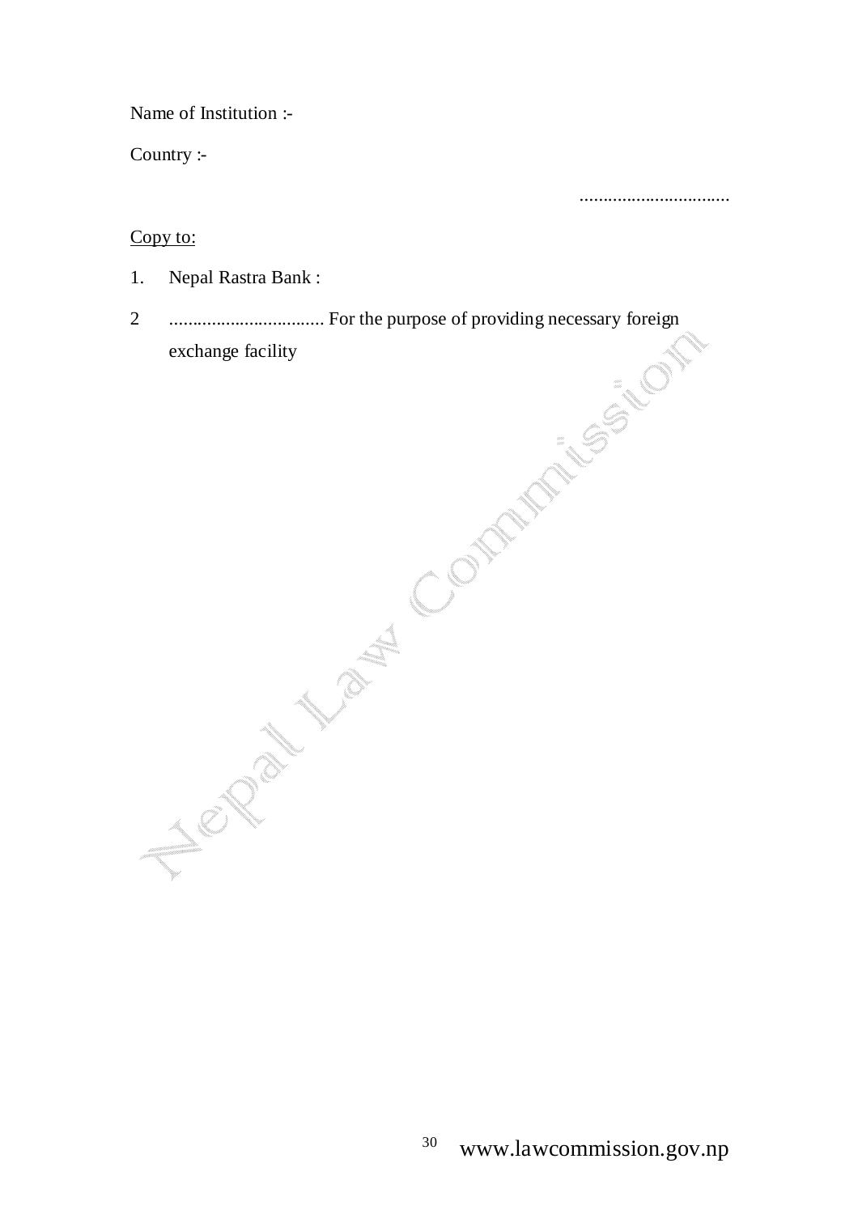Name of Institution :-

Country :-

................................

<u>Copy to:</u>

1. Nepal Rastra Bank :
2 ................................ For the purpose of providing necessary foreign exchange facility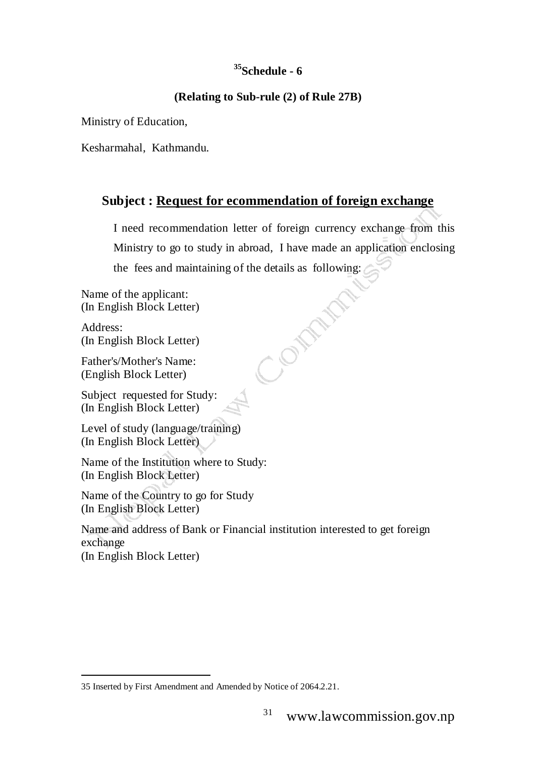## [35]Schedule - 6

**(Relating to Sub-rule (2) of Rule 27B)**

Ministry of Education,

Kesharmahal, Kathmandu.

### Subject : Request for ecommendation of foreign exchange

I need recommendation letter of foreign currency exchange from this Ministry to go to study in abroad, I have made an application enclosing the fees and maintaining of the details as following:

Name of the applicant:
(In English Block Letter)

Address:
(In English Block Letter)

Father's/Mother's Name:
(English Block Letter)

Subject requested for Study:
(In English Block Letter)

Level of study (language/training)
(In English Block Letter)

Name of the Institution where to Study:
(In English Block Letter)

Name of the Country to go for Study
(In English Block Letter)

Name and address of Bank or Financial institution interested to get foreign exchange
(In English Block Letter)

---

35 Inserted by First Amendment and Amended by Notice of 2064.2.21.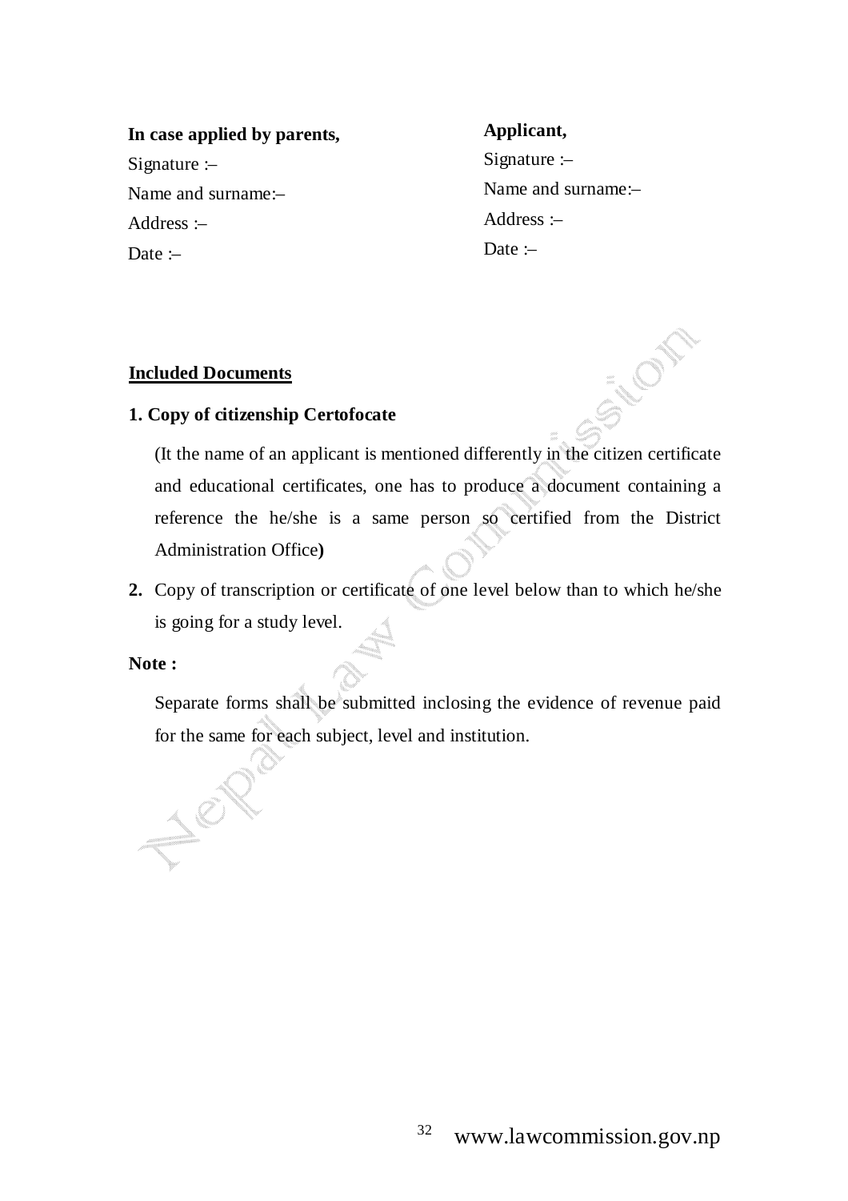**In case applied by parents,**

Signature :–

Name and surname:–

Address :–

Date :–

**Applicant,**

Signature :–

Name and surname:–

Address :–

Date :–

**<u>Included Documents</u>**

**1. Copy of citizenship Certofocate**

(It the name of an applicant is mentioned differently in the citizen certificate and educational certificates, one has to produce a document containing a reference the he/she is a same person so certified from the District Administration Office**)**

**2.** Copy of transcription or certificate of one level below than to which he/she is going for a study level.

**Note :**

Separate forms shall be submitted inclosing the evidence of revenue paid for the same for each subject, level and institution.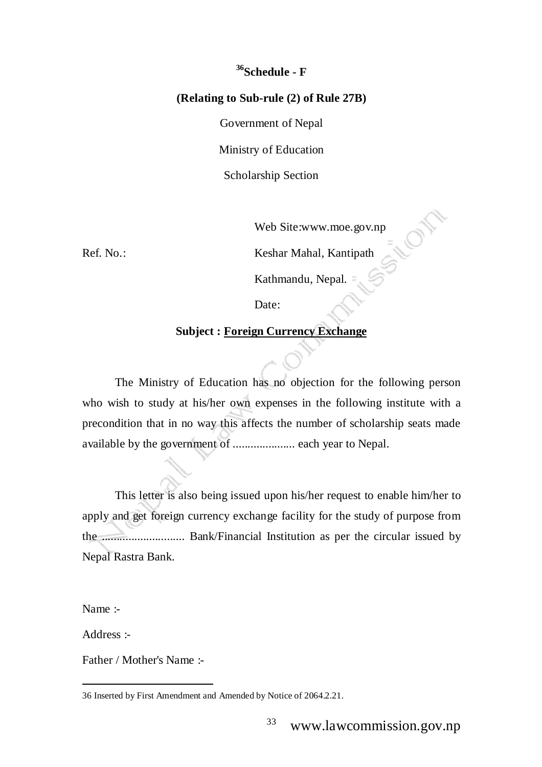## Schedule - F[36]

**(Relating to Sub-rule (2) of Rule 27B)**

Government of Nepal

Ministry of Education

Scholarship Section

Web Site:www.moe.gov.np

Ref. No.: Keshar Mahal, Kantipath

Kathmandu, Nepal.

Date:

**Subject : Foreign Currency Exchange**

The Ministry of Education has no objection for the following person who wish to study at his/her own expenses in the following institute with a precondition that in no way this affects the number of scholarship seats made available by the government of ..................... each year to Nepal.

This letter is also being issued upon his/her request to enable him/her to apply and get foreign currency exchange facility for the study of purpose from the ............................ Bank/Financial Institution as per the circular issued by Nepal Rastra Bank.

Name :-

Address :-

Father / Mother's Name :-

---

36 Inserted by First Amendment and Amended by Notice of 2064.2.21.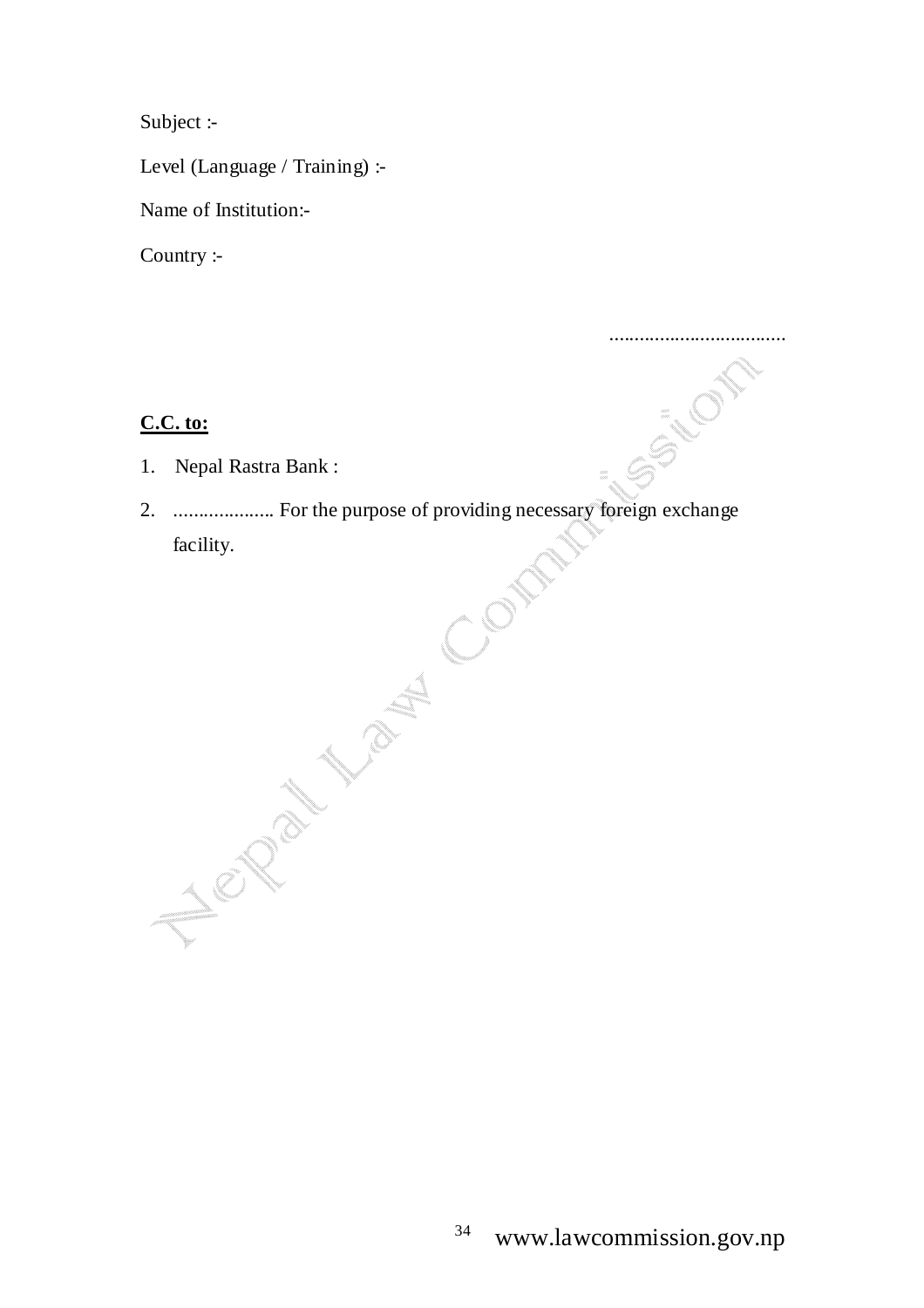Subject :-

Level (Language / Training) :-

Name of Institution:-

Country :-

..................................

**C.C. to:**

1. Nepal Rastra Bank :
2. .................... For the purpose of providing necessary foreign exchange facility.